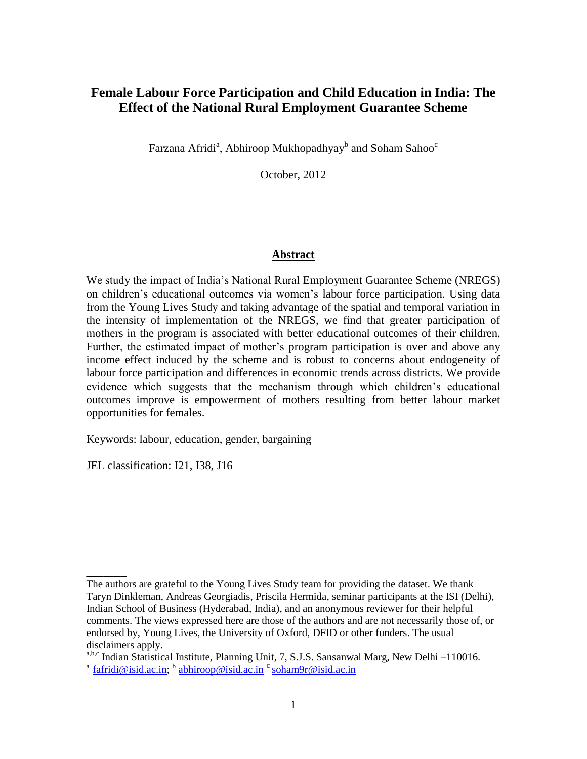# Female Labour Force Participation and Child Education in India: The Effect of the National Rural Employment Guarantee Scheme

Farzana Afridi[a], Abhiroop Mukhopadhyay[b] and Soham Sahoo[c]

October, 2012

## Abstract

We study the impact of India's National Rural Employment Guarantee Scheme (NREGS) on children's educational outcomes via women's labour force participation. Using data from the Young Lives Study and taking advantage of the spatial and temporal variation in the intensity of implementation of the NREGS, we find that greater participation of mothers in the program is associated with better educational outcomes of their children. Further, the estimated impact of mother's program participation is over and above any income effect induced by the scheme and is robust to concerns about endogeneity of labour force participation and differences in economic trends across districts. We provide evidence which suggests that the mechanism through which children's educational outcomes improve is empowerment of mothers resulting from better labour market opportunities for females.

Keywords: labour, education, gender, bargaining

JEL classification: I21, I38, J16

---

The authors are grateful to the Young Lives Study team for providing the dataset. We thank Taryn Dinkleman, Andreas Georgiadis, Priscila Hermida, seminar participants at the ISI (Delhi), Indian School of Business (Hyderabad, India), and an anonymous reviewer for their helpful comments. The views expressed here are those of the authors and are not necessarily those of, or endorsed by, Young Lives, the University of Oxford, DFID or other funders. The usual disclaimers apply.

[a,b,c] Indian Statistical Institute, Planning Unit, 7, S.J.S. Sansanwal Marg, New Delhi –110016.
[a] fafridi@isid.ac.in; [b] abhiroop@isid.ac.in [c] soham9r@isid.ac.in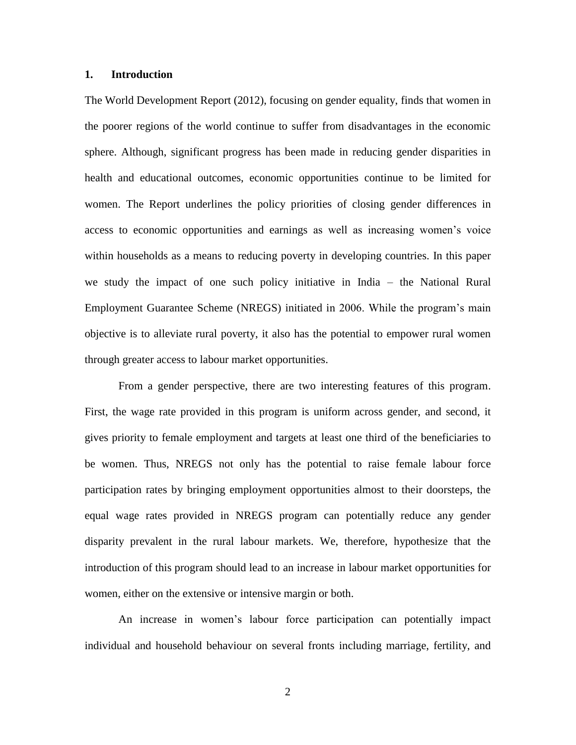## 1. Introduction

The World Development Report (2012), focusing on gender equality, finds that women in the poorer regions of the world continue to suffer from disadvantages in the economic sphere. Although, significant progress has been made in reducing gender disparities in health and educational outcomes, economic opportunities continue to be limited for women. The Report underlines the policy priorities of closing gender differences in access to economic opportunities and earnings as well as increasing women's voice within households as a means to reducing poverty in developing countries. In this paper we study the impact of one such policy initiative in India – the National Rural Employment Guarantee Scheme (NREGS) initiated in 2006. While the program's main objective is to alleviate rural poverty, it also has the potential to empower rural women through greater access to labour market opportunities.

From a gender perspective, there are two interesting features of this program. First, the wage rate provided in this program is uniform across gender, and second, it gives priority to female employment and targets at least one third of the beneficiaries to be women. Thus, NREGS not only has the potential to raise female labour force participation rates by bringing employment opportunities almost to their doorsteps, the equal wage rates provided in NREGS program can potentially reduce any gender disparity prevalent in the rural labour markets. We, therefore, hypothesize that the introduction of this program should lead to an increase in labour market opportunities for women, either on the extensive or intensive margin or both.

An increase in women's labour force participation can potentially impact individual and household behaviour on several fronts including marriage, fertility, and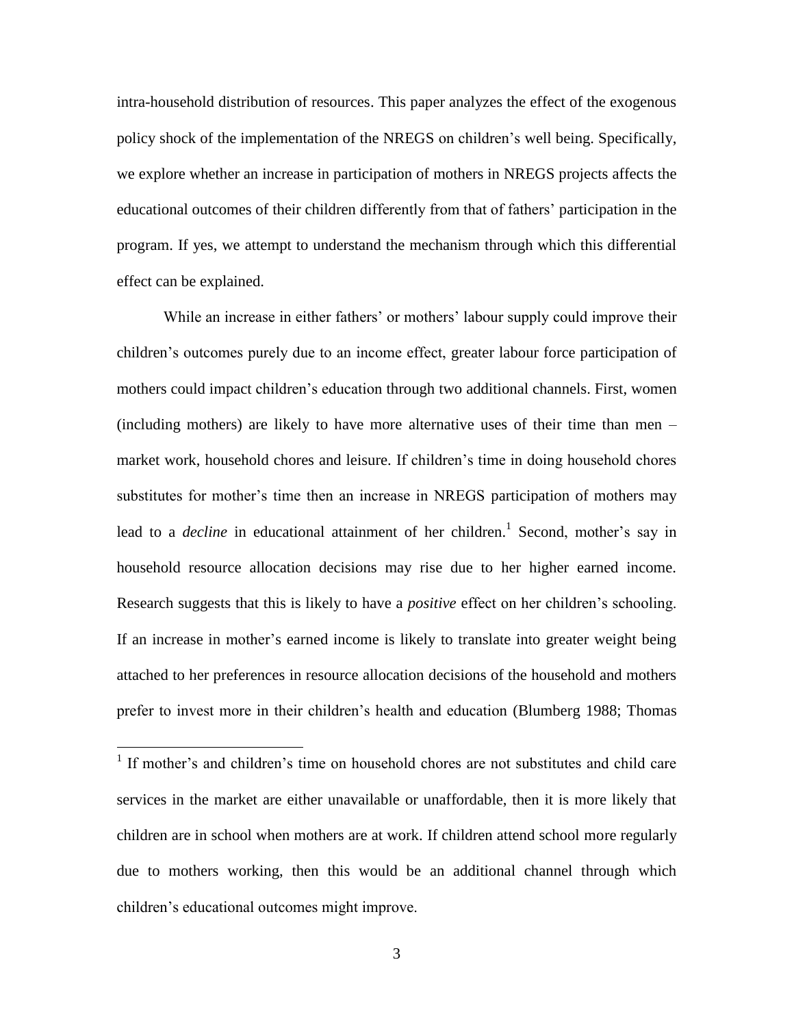intra-household distribution of resources. This paper analyzes the effect of the exogenous policy shock of the implementation of the NREGS on children's well being. Specifically, we explore whether an increase in participation of mothers in NREGS projects affects the educational outcomes of their children differently from that of fathers' participation in the program. If yes, we attempt to understand the mechanism through which this differential effect can be explained.

While an increase in either fathers' or mothers' labour supply could improve their children's outcomes purely due to an income effect, greater labour force participation of mothers could impact children's education through two additional channels. First, women (including mothers) are likely to have more alternative uses of their time than men – market work, household chores and leisure. If children's time in doing household chores substitutes for mother's time then an increase in NREGS participation of mothers may lead to a *decline* in educational attainment of her children.[1] Second, mother's say in household resource allocation decisions may rise due to her higher earned income. Research suggests that this is likely to have a *positive* effect on her children's schooling. If an increase in mother's earned income is likely to translate into greater weight being attached to her preferences in resource allocation decisions of the household and mothers prefer to invest more in their children's health and education (Blumberg 1988; Thomas

[1] If mother's and children's time on household chores are not substitutes and child care services in the market are either unavailable or unaffordable, then it is more likely that children are in school when mothers are at work. If children attend school more regularly due to mothers working, then this would be an additional channel through which children's educational outcomes might improve.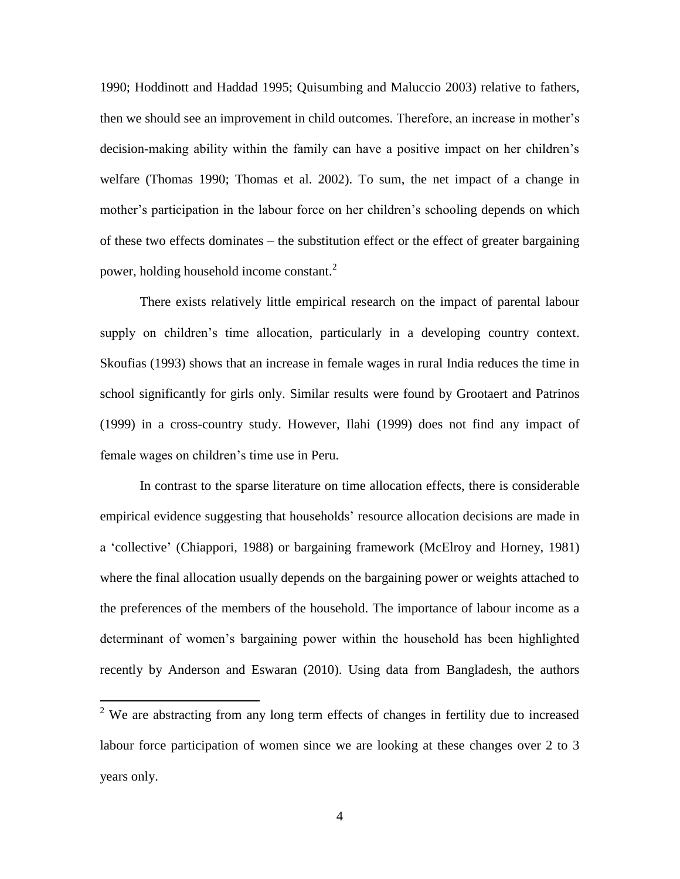1990; Hoddinott and Haddad 1995; Quisumbing and Maluccio 2003) relative to fathers, then we should see an improvement in child outcomes. Therefore, an increase in mother's decision-making ability within the family can have a positive impact on her children's welfare (Thomas 1990; Thomas et al. 2002). To sum, the net impact of a change in mother's participation in the labour force on her children's schooling depends on which of these two effects dominates – the substitution effect or the effect of greater bargaining power, holding household income constant.[2]

There exists relatively little empirical research on the impact of parental labour supply on children's time allocation, particularly in a developing country context. Skoufias (1993) shows that an increase in female wages in rural India reduces the time in school significantly for girls only. Similar results were found by Grootaert and Patrinos (1999) in a cross-country study. However, Ilahi (1999) does not find any impact of female wages on children's time use in Peru.

In contrast to the sparse literature on time allocation effects, there is considerable empirical evidence suggesting that households' resource allocation decisions are made in a 'collective' (Chiappori, 1988) or bargaining framework (McElroy and Horney, 1981) where the final allocation usually depends on the bargaining power or weights attached to the preferences of the members of the household. The importance of labour income as a determinant of women's bargaining power within the household has been highlighted recently by Anderson and Eswaran (2010). Using data from Bangladesh, the authors

[2] We are abstracting from any long term effects of changes in fertility due to increased labour force participation of women since we are looking at these changes over 2 to 3 years only.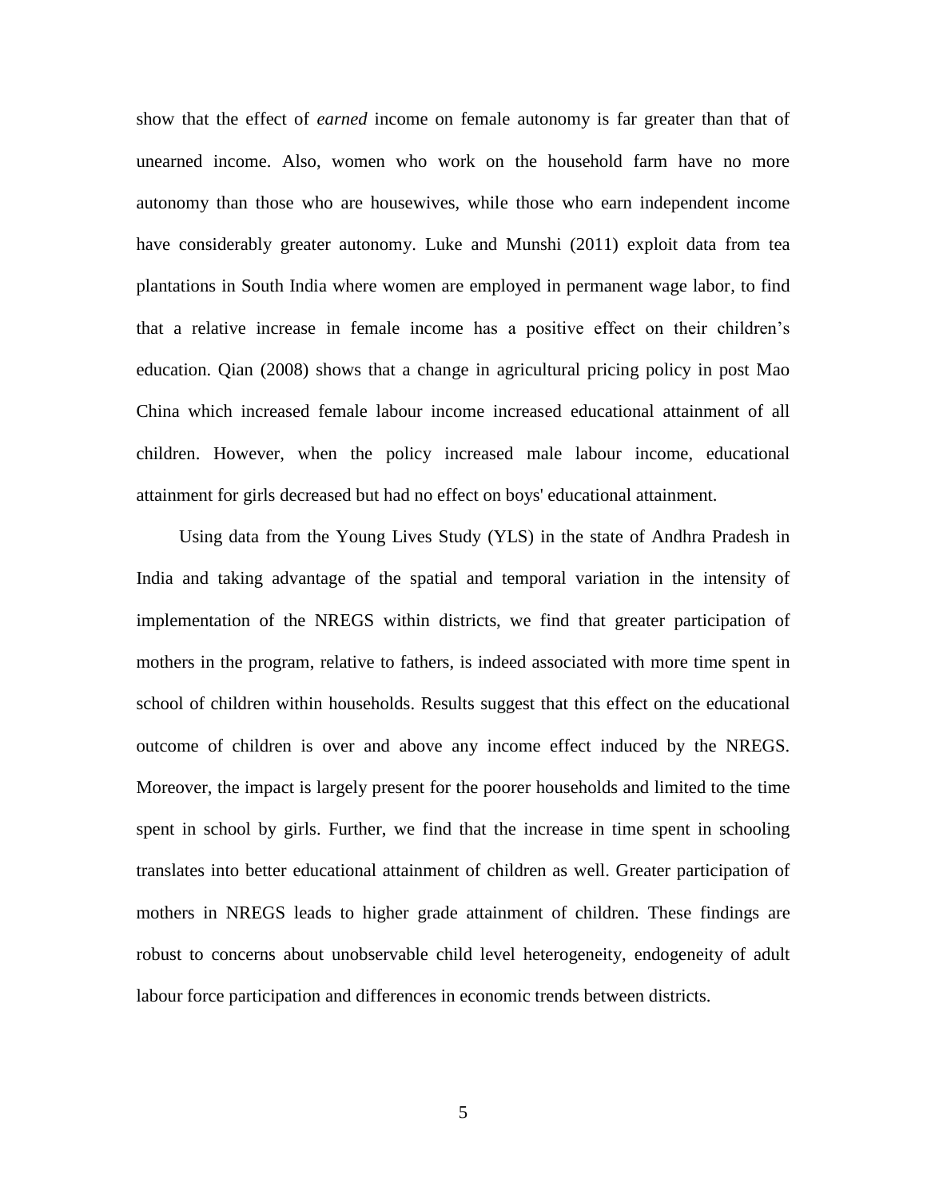show that the effect of *earned* income on female autonomy is far greater than that of unearned income. Also, women who work on the household farm have no more autonomy than those who are housewives, while those who earn independent income have considerably greater autonomy. Luke and Munshi (2011) exploit data from tea plantations in South India where women are employed in permanent wage labor, to find that a relative increase in female income has a positive effect on their children's education. Qian (2008) shows that a change in agricultural pricing policy in post Mao China which increased female labour income increased educational attainment of all children. However, when the policy increased male labour income, educational attainment for girls decreased but had no effect on boys' educational attainment.

Using data from the Young Lives Study (YLS) in the state of Andhra Pradesh in India and taking advantage of the spatial and temporal variation in the intensity of implementation of the NREGS within districts, we find that greater participation of mothers in the program, relative to fathers, is indeed associated with more time spent in school of children within households. Results suggest that this effect on the educational outcome of children is over and above any income effect induced by the NREGS. Moreover, the impact is largely present for the poorer households and limited to the time spent in school by girls. Further, we find that the increase in time spent in schooling translates into better educational attainment of children as well. Greater participation of mothers in NREGS leads to higher grade attainment of children. These findings are robust to concerns about unobservable child level heterogeneity, endogeneity of adult labour force participation and differences in economic trends between districts.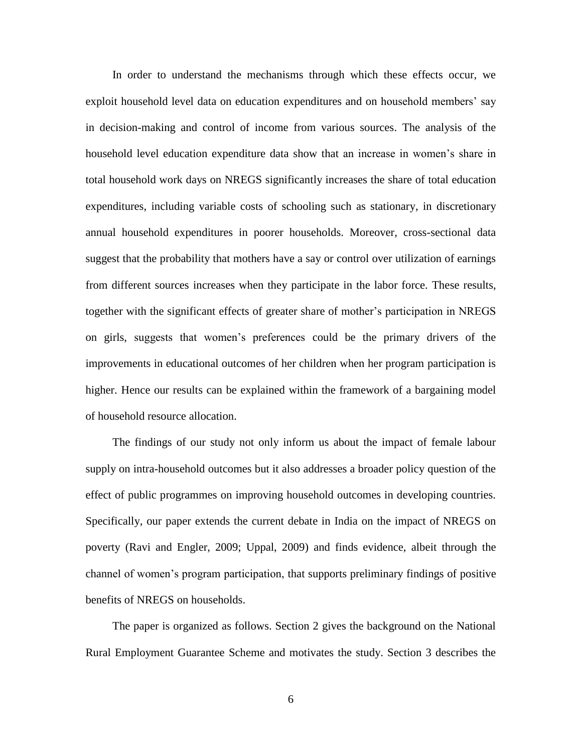In order to understand the mechanisms through which these effects occur, we exploit household level data on education expenditures and on household members' say in decision-making and control of income from various sources. The analysis of the household level education expenditure data show that an increase in women's share in total household work days on NREGS significantly increases the share of total education expenditures, including variable costs of schooling such as stationary, in discretionary annual household expenditures in poorer households. Moreover, cross-sectional data suggest that the probability that mothers have a say or control over utilization of earnings from different sources increases when they participate in the labor force. These results, together with the significant effects of greater share of mother's participation in NREGS on girls, suggests that women's preferences could be the primary drivers of the improvements in educational outcomes of her children when her program participation is higher. Hence our results can be explained within the framework of a bargaining model of household resource allocation.

The findings of our study not only inform us about the impact of female labour supply on intra-household outcomes but it also addresses a broader policy question of the effect of public programmes on improving household outcomes in developing countries. Specifically, our paper extends the current debate in India on the impact of NREGS on poverty (Ravi and Engler, 2009; Uppal, 2009) and finds evidence, albeit through the channel of women's program participation, that supports preliminary findings of positive benefits of NREGS on households.

The paper is organized as follows. Section 2 gives the background on the National Rural Employment Guarantee Scheme and motivates the study. Section 3 describes the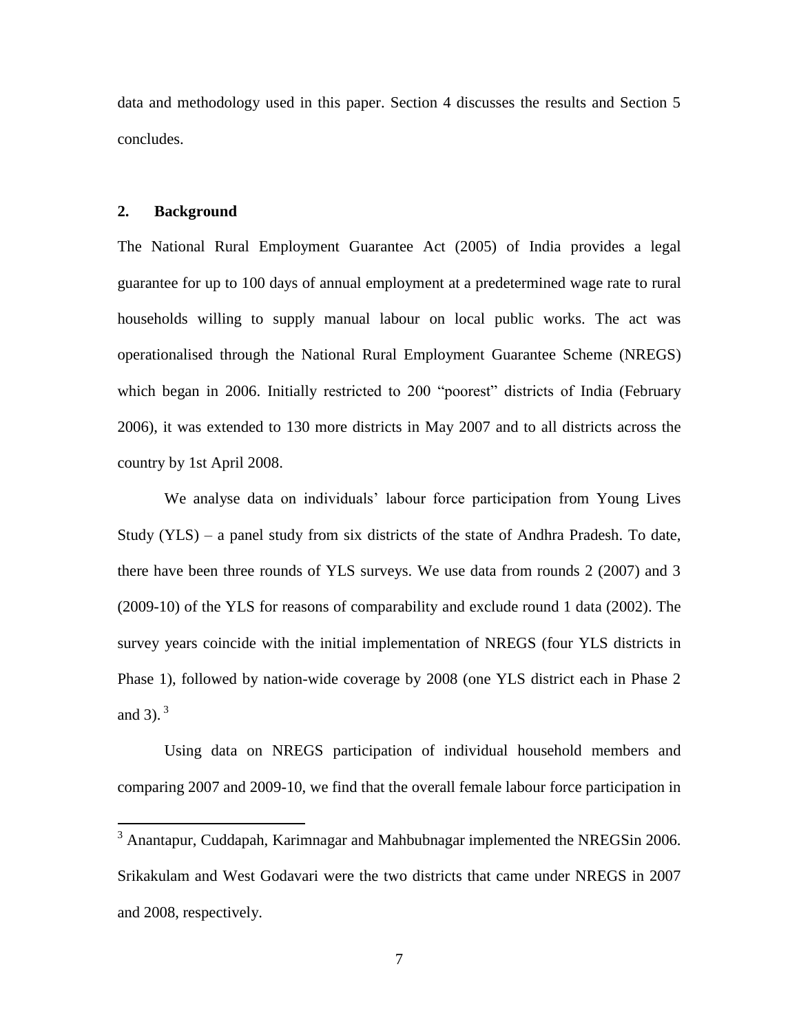data and methodology used in this paper. Section 4 discusses the results and Section 5 concludes.

## 2. Background

The National Rural Employment Guarantee Act (2005) of India provides a legal guarantee for up to 100 days of annual employment at a predetermined wage rate to rural households willing to supply manual labour on local public works. The act was operationalised through the National Rural Employment Guarantee Scheme (NREGS) which began in 2006. Initially restricted to 200 "poorest" districts of India (February 2006), it was extended to 130 more districts in May 2007 and to all districts across the country by 1st April 2008.

We analyse data on individuals' labour force participation from Young Lives Study (YLS) – a panel study from six districts of the state of Andhra Pradesh. To date, there have been three rounds of YLS surveys. We use data from rounds 2 (2007) and 3 (2009-10) of the YLS for reasons of comparability and exclude round 1 data (2002). The survey years coincide with the initial implementation of NREGS (four YLS districts in Phase 1), followed by nation-wide coverage by 2008 (one YLS district each in Phase 2 and 3). [3]

Using data on NREGS participation of individual household members and comparing 2007 and 2009-10, we find that the overall female labour force participation in

---

[3] Anantapur, Cuddapah, Karimnagar and Mahbubnagar implemented the NREGSin 2006. Srikakulam and West Godavari were the two districts that came under NREGS in 2007 and 2008, respectively.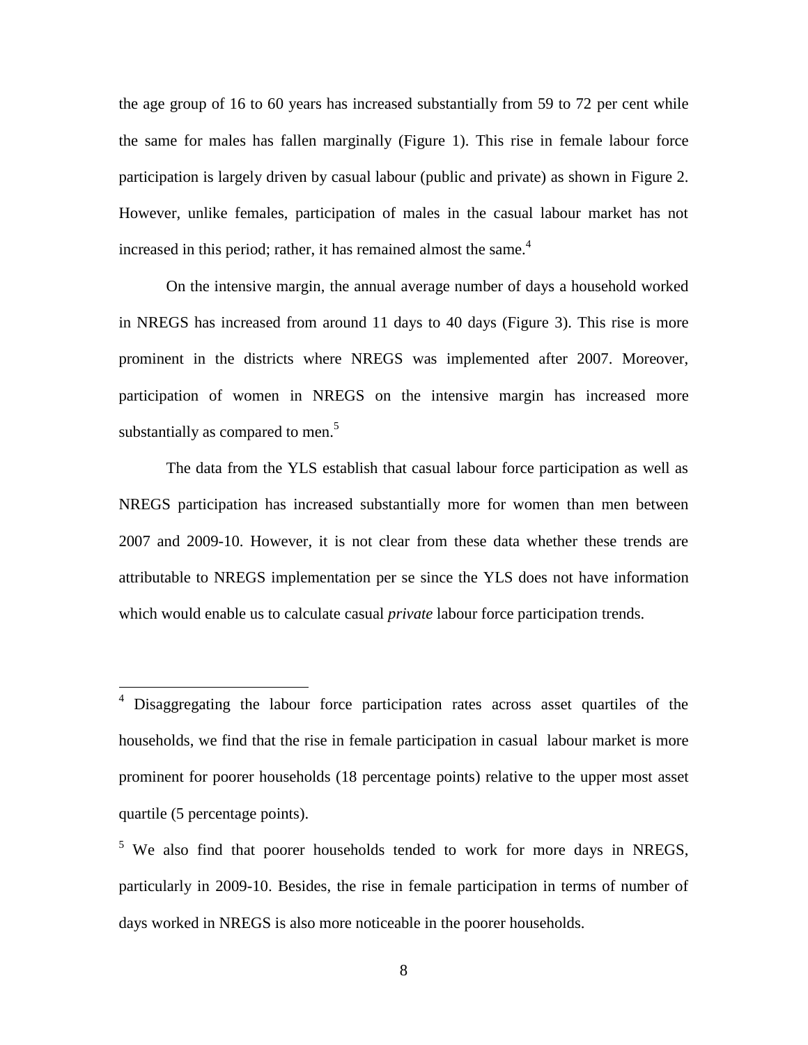the age group of 16 to 60 years has increased substantially from 59 to 72 per cent while the same for males has fallen marginally (Figure 1). This rise in female labour force participation is largely driven by casual labour (public and private) as shown in Figure 2. However, unlike females, participation of males in the casual labour market has not increased in this period; rather, it has remained almost the same.[4]

On the intensive margin, the annual average number of days a household worked in NREGS has increased from around 11 days to 40 days (Figure 3). This rise is more prominent in the districts where NREGS was implemented after 2007. Moreover, participation of women in NREGS on the intensive margin has increased more substantially as compared to men.[5]

The data from the YLS establish that casual labour force participation as well as NREGS participation has increased substantially more for women than men between 2007 and 2009-10. However, it is not clear from these data whether these trends are attributable to NREGS implementation per se since the YLS does not have information which would enable us to calculate casual *private* labour force participation trends.

---

[4] Disaggregating the labour force participation rates across asset quartiles of the households, we find that the rise in female participation in casual labour market is more prominent for poorer households (18 percentage points) relative to the upper most asset quartile (5 percentage points).

[5] We also find that poorer households tended to work for more days in NREGS, particularly in 2009-10. Besides, the rise in female participation in terms of number of days worked in NREGS is also more noticeable in the poorer households.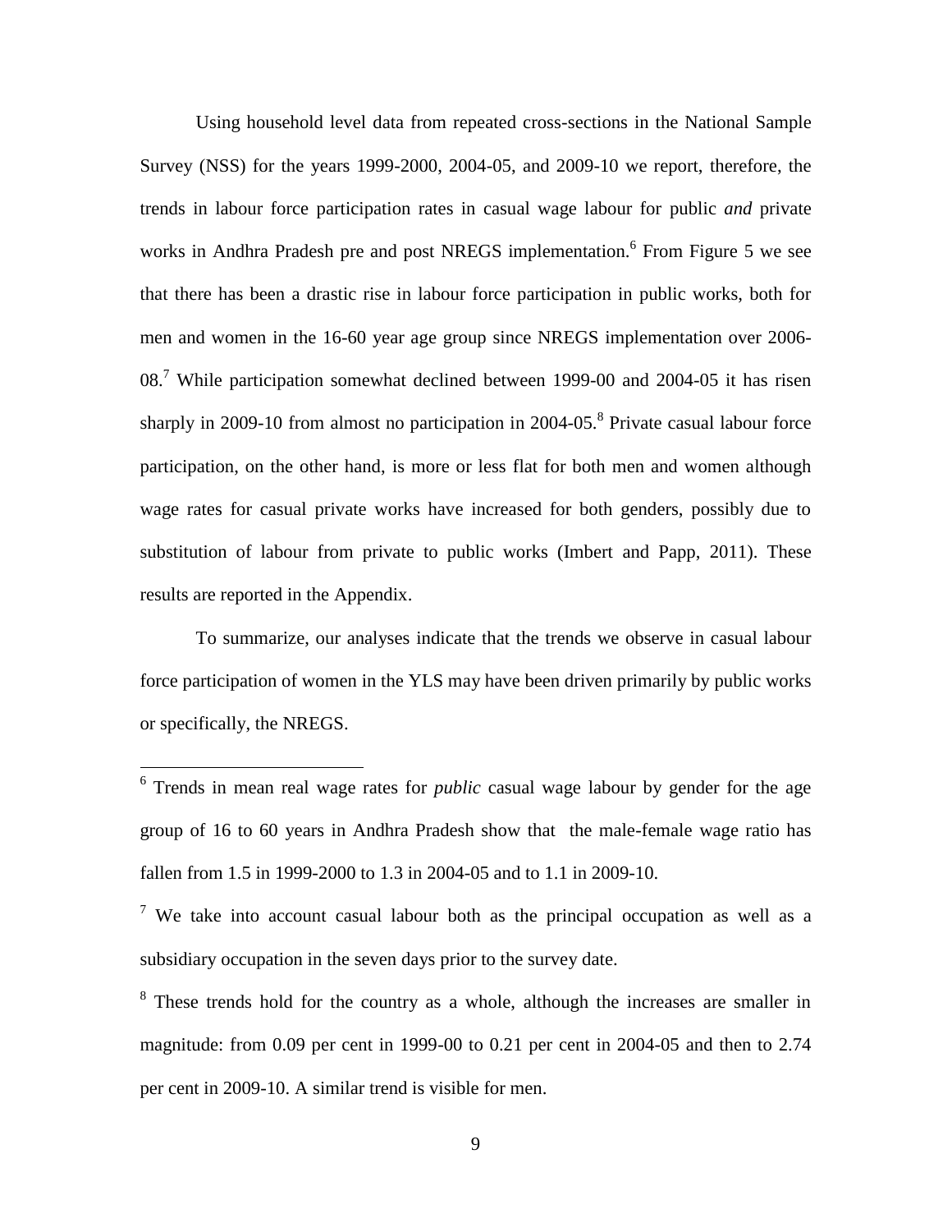Using household level data from repeated cross-sections in the National Sample Survey (NSS) for the years 1999-2000, 2004-05, and 2009-10 we report, therefore, the trends in labour force participation rates in casual wage labour for public *and* private works in Andhra Pradesh pre and post NREGS implementation.[6] From Figure 5 we see that there has been a drastic rise in labour force participation in public works, both for men and women in the 16-60 year age group since NREGS implementation over 2006-08.[7] While participation somewhat declined between 1999-00 and 2004-05 it has risen sharply in 2009-10 from almost no participation in 2004-05.[8] Private casual labour force participation, on the other hand, is more or less flat for both men and women although wage rates for casual private works have increased for both genders, possibly due to substitution of labour from private to public works (Imbert and Papp, 2011). These results are reported in the Appendix.

To summarize, our analyses indicate that the trends we observe in casual labour force participation of women in the YLS may have been driven primarily by public works or specifically, the NREGS.

---

[6] Trends in mean real wage rates for *public* casual wage labour by gender for the age group of 16 to 60 years in Andhra Pradesh show that the male-female wage ratio has fallen from 1.5 in 1999-2000 to 1.3 in 2004-05 and to 1.1 in 2009-10.

[7] We take into account casual labour both as the principal occupation as well as a subsidiary occupation in the seven days prior to the survey date.

[8] These trends hold for the country as a whole, although the increases are smaller in magnitude: from 0.09 per cent in 1999-00 to 0.21 per cent in 2004-05 and then to 2.74 per cent in 2009-10. A similar trend is visible for men.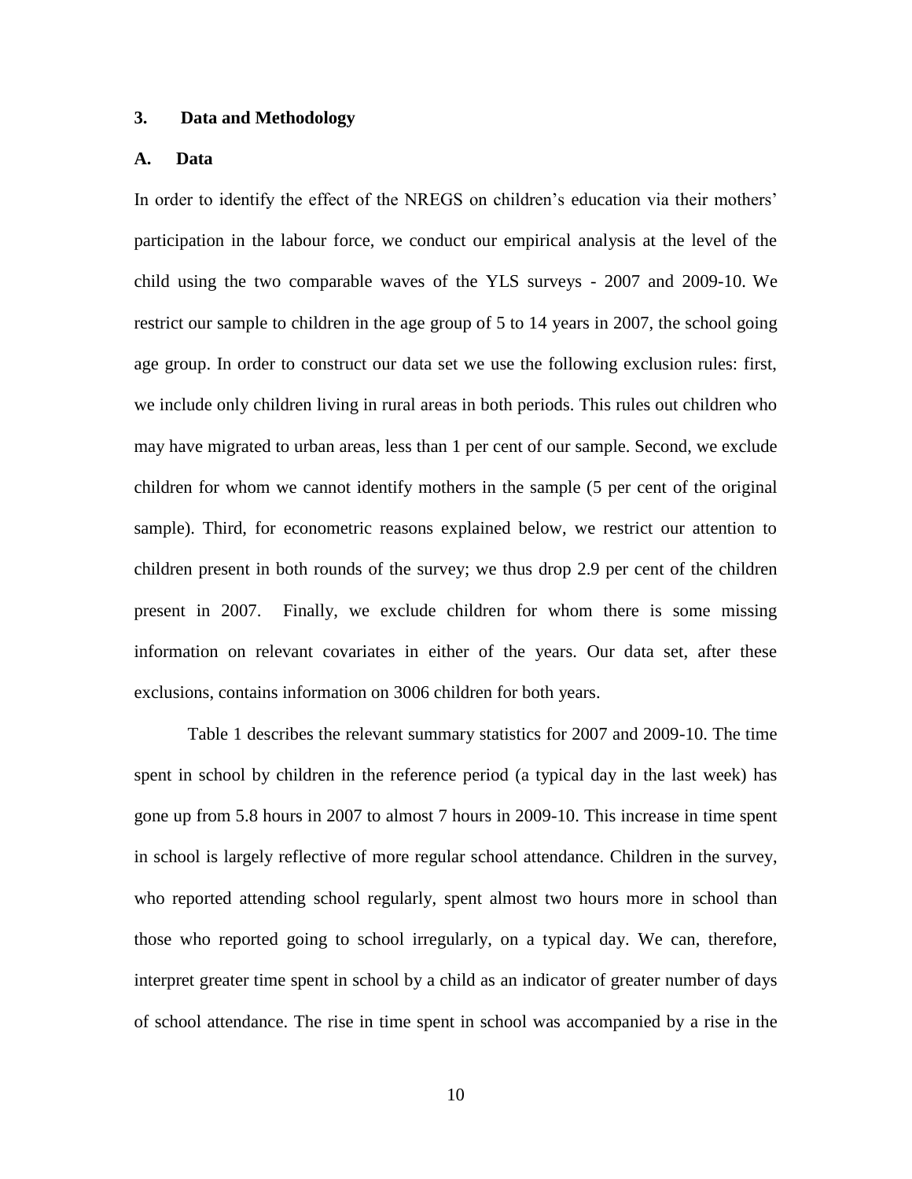## 3. Data and Methodology

### A. Data

In order to identify the effect of the NREGS on children's education via their mothers' participation in the labour force, we conduct our empirical analysis at the level of the child using the two comparable waves of the YLS surveys - 2007 and 2009-10. We restrict our sample to children in the age group of 5 to 14 years in 2007, the school going age group. In order to construct our data set we use the following exclusion rules: first, we include only children living in rural areas in both periods. This rules out children who may have migrated to urban areas, less than 1 per cent of our sample. Second, we exclude children for whom we cannot identify mothers in the sample (5 per cent of the original sample). Third, for econometric reasons explained below, we restrict our attention to children present in both rounds of the survey; we thus drop 2.9 per cent of the children present in 2007. Finally, we exclude children for whom there is some missing information on relevant covariates in either of the years. Our data set, after these exclusions, contains information on 3006 children for both years.

Table 1 describes the relevant summary statistics for 2007 and 2009-10. The time spent in school by children in the reference period (a typical day in the last week) has gone up from 5.8 hours in 2007 to almost 7 hours in 2009-10. This increase in time spent in school is largely reflective of more regular school attendance. Children in the survey, who reported attending school regularly, spent almost two hours more in school than those who reported going to school irregularly, on a typical day. We can, therefore, interpret greater time spent in school by a child as an indicator of greater number of days of school attendance. The rise in time spent in school was accompanied by a rise in the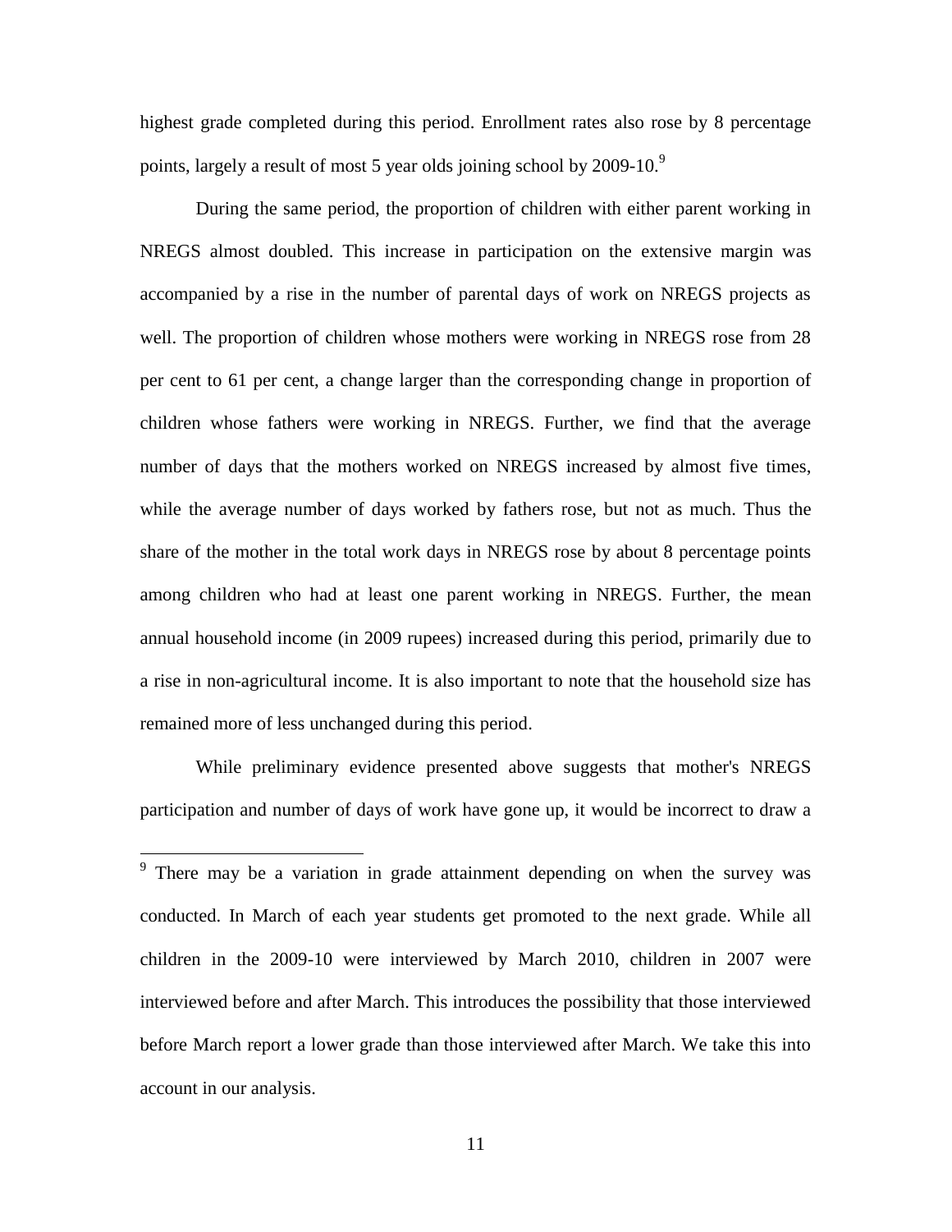highest grade completed during this period. Enrollment rates also rose by 8 percentage points, largely a result of most 5 year olds joining school by 2009-10.[9]

During the same period, the proportion of children with either parent working in NREGS almost doubled. This increase in participation on the extensive margin was accompanied by a rise in the number of parental days of work on NREGS projects as well. The proportion of children whose mothers were working in NREGS rose from 28 per cent to 61 per cent, a change larger than the corresponding change in proportion of children whose fathers were working in NREGS. Further, we find that the average number of days that the mothers worked on NREGS increased by almost five times, while the average number of days worked by fathers rose, but not as much. Thus the share of the mother in the total work days in NREGS rose by about 8 percentage points among children who had at least one parent working in NREGS. Further, the mean annual household income (in 2009 rupees) increased during this period, primarily due to a rise in non-agricultural income. It is also important to note that the household size has remained more of less unchanged during this period.

While preliminary evidence presented above suggests that mother's NREGS participation and number of days of work have gone up, it would be incorrect to draw a

[9] There may be a variation in grade attainment depending on when the survey was conducted. In March of each year students get promoted to the next grade. While all children in the 2009-10 were interviewed by March 2010, children in 2007 were interviewed before and after March. This introduces the possibility that those interviewed before March report a lower grade than those interviewed after March. We take this into account in our analysis.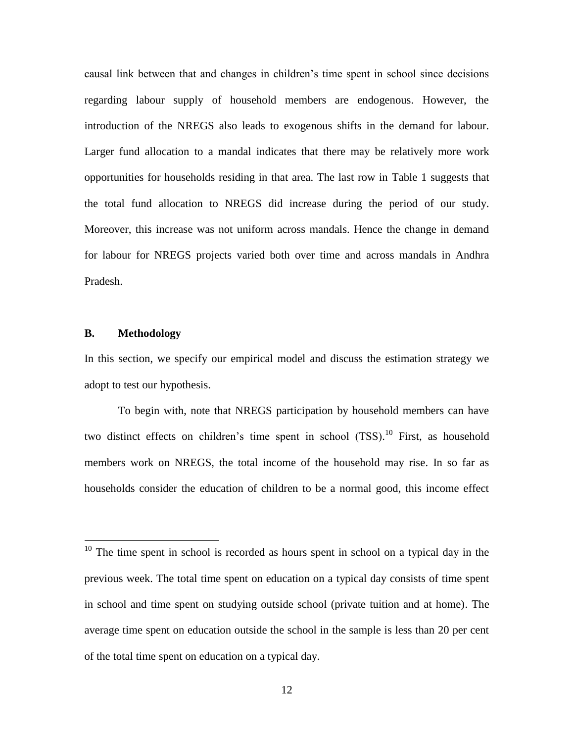causal link between that and changes in children's time spent in school since decisions regarding labour supply of household members are endogenous. However, the introduction of the NREGS also leads to exogenous shifts in the demand for labour. Larger fund allocation to a mandal indicates that there may be relatively more work opportunities for households residing in that area. The last row in Table 1 suggests that the total fund allocation to NREGS did increase during the period of our study. Moreover, this increase was not uniform across mandals. Hence the change in demand for labour for NREGS projects varied both over time and across mandals in Andhra Pradesh.

### B. Methodology

In this section, we specify our empirical model and discuss the estimation strategy we adopt to test our hypothesis.

To begin with, note that NREGS participation by household members can have two distinct effects on children's time spent in school (TSS).[10] First, as household members work on NREGS, the total income of the household may rise. In so far as households consider the education of children to be a normal good, this income effect

---

[10] The time spent in school is recorded as hours spent in school on a typical day in the previous week. The total time spent on education on a typical day consists of time spent in school and time spent on studying outside school (private tuition and at home). The average time spent on education outside the school in the sample is less than 20 per cent of the total time spent on education on a typical day.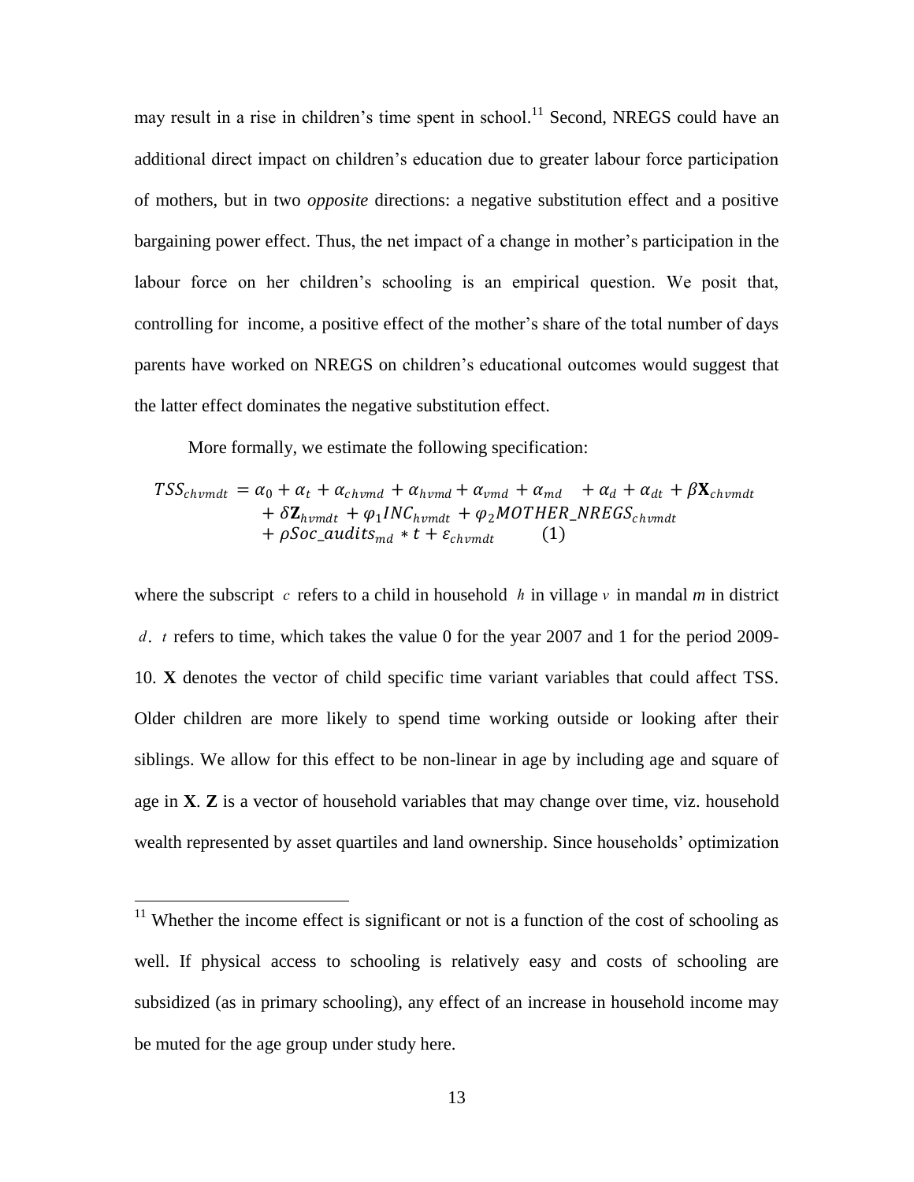may result in a rise in children's time spent in school.[11] Second, NREGS could have an additional direct impact on children's education due to greater labour force participation of mothers, but in two *opposite* directions: a negative substitution effect and a positive bargaining power effect. Thus, the net impact of a change in mother's participation in the labour force on her children's schooling is an empirical question. We posit that, controlling for income, a positive effect of the mother's share of the total number of days parents have worked on NREGS on children's educational outcomes would suggest that the latter effect dominates the negative substitution effect.

More formally, we estimate the following specification:

$$TSS_{chvmdt} = \alpha_0 + \alpha_t + \alpha_{chvmd} + \alpha_{hvmd} + \alpha_{vmd} + \alpha_{md} + \alpha_d + \alpha_{dt} + \beta \mathbf{X}_{chvmdt} + \delta \mathbf{Z}_{hvmdt} + \varphi_1 INC_{hvmdt} + \varphi_2 MOTHER\_NREGS_{chvmdt} + \rho Soc\_audits_{md} * t + \varepsilon_{chvmdt} \quad (1)$$

where the subscript $c$ refers to a child in household $h$ in village $v$ in mandal $m$ in district $d$. $t$ refers to time, which takes the value 0 for the year 2007 and 1 for the period 2009-10. **X** denotes the vector of child specific time variant variables that could affect TSS. Older children are more likely to spend time working outside or looking after their siblings. We allow for this effect to be non-linear in age by including age and square of age in **X**. **Z** is a vector of household variables that may change over time, viz. household wealth represented by asset quartiles and land ownership. Since households' optimization

[11] Whether the income effect is significant or not is a function of the cost of schooling as well. If physical access to schooling is relatively easy and costs of schooling are subsidized (as in primary schooling), any effect of an increase in household income may be muted for the age group under study here.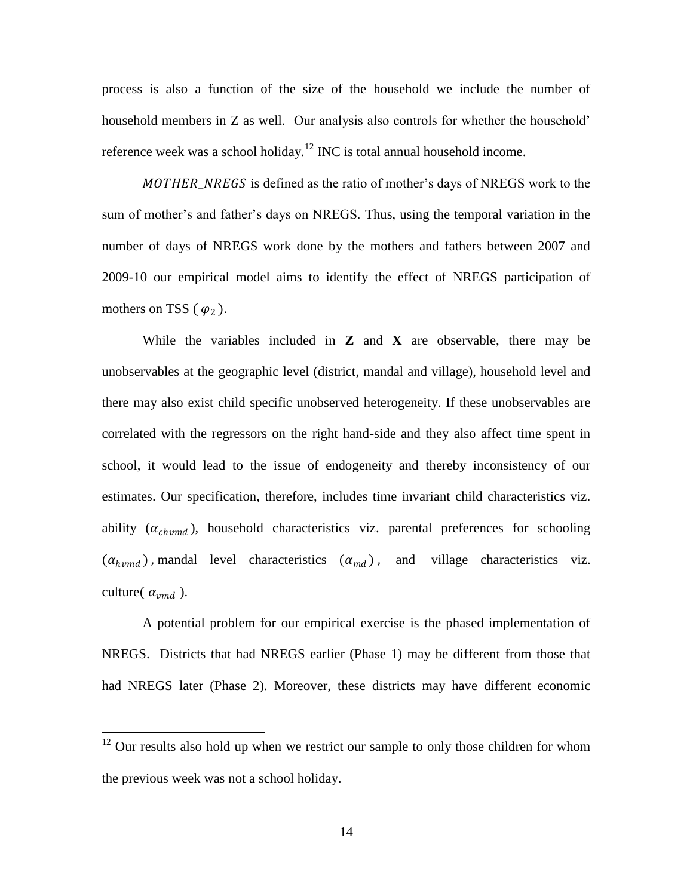process is also a function of the size of the household we include the number of household members in Z as well. Our analysis also controls for whether the household' reference week was a school holiday.[12] INC is total annual household income.

$MOTHER\_NREGS$ is defined as the ratio of mother's days of NREGS work to the sum of mother's and father's days on NREGS. Thus, using the temporal variation in the number of days of NREGS work done by the mothers and fathers between 2007 and 2009-10 our empirical model aims to identify the effect of NREGS participation of mothers on TSS ( $\varphi_2$ ).

While the variables included in **Z** and **X** are observable, there may be unobservables at the geographic level (district, mandal and village), household level and there may also exist child specific unobserved heterogeneity. If these unobservables are correlated with the regressors on the right hand-side and they also affect time spent in school, it would lead to the issue of endogeneity and thereby inconsistency of our estimates. Our specification, therefore, includes time invariant child characteristics viz. ability ($\alpha_{chvmd}$), household characteristics viz. parental preferences for schooling ($\alpha_{hvmd}$), mandal level characteristics ($\alpha_{md}$), and village characteristics viz. culture( $\alpha_{vmd}$ ).

A potential problem for our empirical exercise is the phased implementation of NREGS. Districts that had NREGS earlier (Phase 1) may be different from those that had NREGS later (Phase 2). Moreover, these districts may have different economic

---

[12] Our results also hold up when we restrict our sample to only those children for whom the previous week was not a school holiday.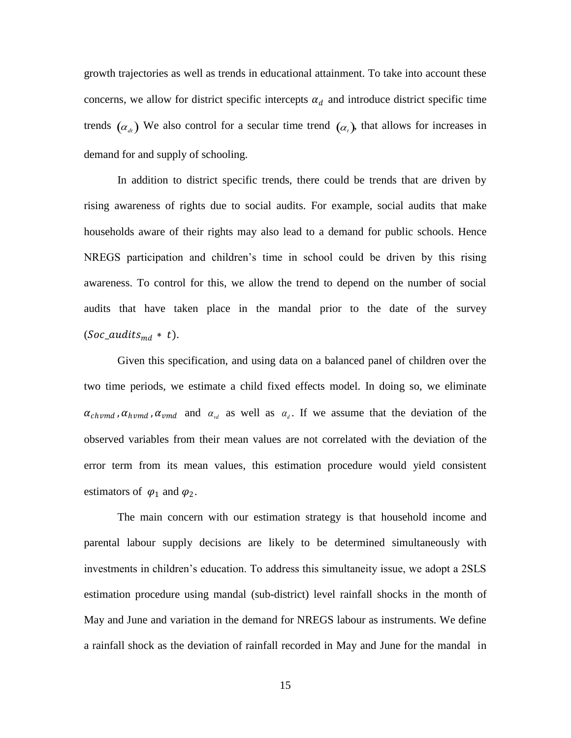growth trajectories as well as trends in educational attainment. To take into account these concerns, we allow for district specific intercepts $\alpha_d$ and introduce district specific time trends $(\alpha_{dt})$ We also control for a secular time trend $(\alpha_t)$, that allows for increases in demand for and supply of schooling.

In addition to district specific trends, there could be trends that are driven by rising awareness of rights due to social audits. For example, social audits that make households aware of their rights may also lead to a demand for public schools. Hence NREGS participation and children's time in school could be driven by this rising awareness. To control for this, we allow the trend to depend on the number of social audits that have taken place in the mandal prior to the date of the survey $(Soc\_audits_{md} * t)$.

Given this specification, and using data on a balanced panel of children over the two time periods, we estimate a child fixed effects model. In doing so, we eliminate $\alpha_{chvmd}, \alpha_{hvmd}, \alpha_{vmd}$ and $\alpha_{vd}$ as well as $\alpha_d$. If we assume that the deviation of the observed variables from their mean values are not correlated with the deviation of the error term from its mean values, this estimation procedure would yield consistent estimators of $\varphi_1$ and $\varphi_2$.

The main concern with our estimation strategy is that household income and parental labour supply decisions are likely to be determined simultaneously with investments in children's education. To address this simultaneity issue, we adopt a 2SLS estimation procedure using mandal (sub-district) level rainfall shocks in the month of May and June and variation in the demand for NREGS labour as instruments. We define a rainfall shock as the deviation of rainfall recorded in May and June for the mandal in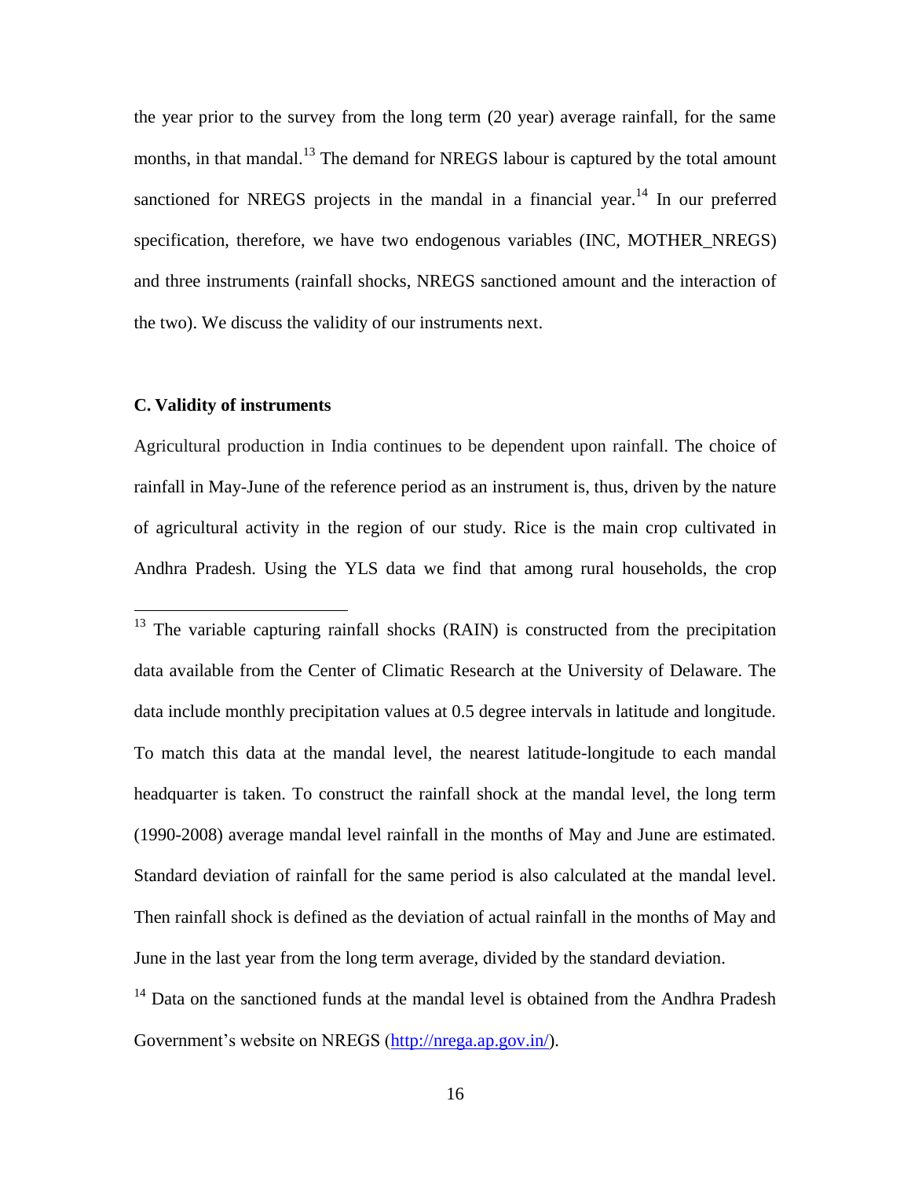the year prior to the survey from the long term (20 year) average rainfall, for the same months, in that mandal.[13] The demand for NREGS labour is captured by the total amount sanctioned for NREGS projects in the mandal in a financial year.[14] In our preferred specification, therefore, we have two endogenous variables (INC, MOTHER_NREGS) and three instruments (rainfall shocks, NREGS sanctioned amount and the interaction of the two). We discuss the validity of our instruments next.

### C. Validity of instruments

Agricultural production in India continues to be dependent upon rainfall. The choice of rainfall in May-June of the reference period as an instrument is, thus, driven by the nature of agricultural activity in the region of our study. Rice is the main crop cultivated in Andhra Pradesh. Using the YLS data we find that among rural households, the crop

---

[13] The variable capturing rainfall shocks (RAIN) is constructed from the precipitation data available from the Center of Climatic Research at the University of Delaware. The data include monthly precipitation values at 0.5 degree intervals in latitude and longitude. To match this data at the mandal level, the nearest latitude-longitude to each mandal headquarter is taken. To construct the rainfall shock at the mandal level, the long term (1990-2008) average mandal level rainfall in the months of May and June are estimated. Standard deviation of rainfall for the same period is also calculated at the mandal level. Then rainfall shock is defined as the deviation of actual rainfall in the months of May and June in the last year from the long term average, divided by the standard deviation.

[14] Data on the sanctioned funds at the mandal level is obtained from the Andhra Pradesh Government's website on NREGS (http://nrega.ap.gov.in/).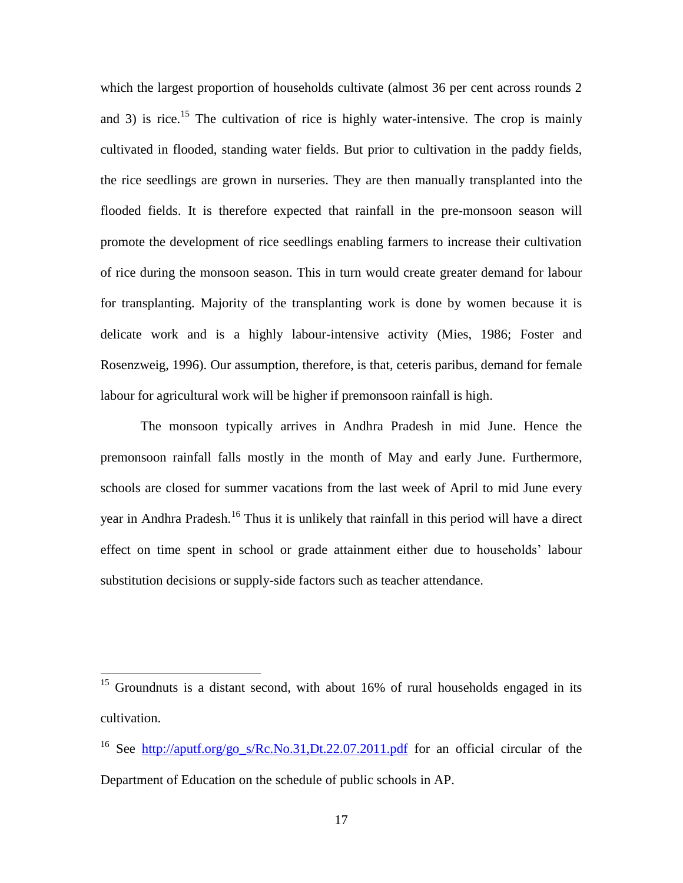which the largest proportion of households cultivate (almost 36 per cent across rounds 2 and 3) is rice.[15] The cultivation of rice is highly water-intensive. The crop is mainly cultivated in flooded, standing water fields. But prior to cultivation in the paddy fields, the rice seedlings are grown in nurseries. They are then manually transplanted into the flooded fields. It is therefore expected that rainfall in the pre-monsoon season will promote the development of rice seedlings enabling farmers to increase their cultivation of rice during the monsoon season. This in turn would create greater demand for labour for transplanting. Majority of the transplanting work is done by women because it is delicate work and is a highly labour-intensive activity (Mies, 1986; Foster and Rosenzweig, 1996). Our assumption, therefore, is that, ceteris paribus, demand for female labour for agricultural work will be higher if premonsoon rainfall is high.

The monsoon typically arrives in Andhra Pradesh in mid June. Hence the premonsoon rainfall falls mostly in the month of May and early June. Furthermore, schools are closed for summer vacations from the last week of April to mid June every year in Andhra Pradesh.[16] Thus it is unlikely that rainfall in this period will have a direct effect on time spent in school or grade attainment either due to households' labour substitution decisions or supply-side factors such as teacher attendance.

---

[15] Groundnuts is a distant second, with about 16% of rural households engaged in its cultivation.

[16] See http://aputf.org/go_s/Rc.No.31,Dt.22.07.2011.pdf for an official circular of the Department of Education on the schedule of public schools in AP.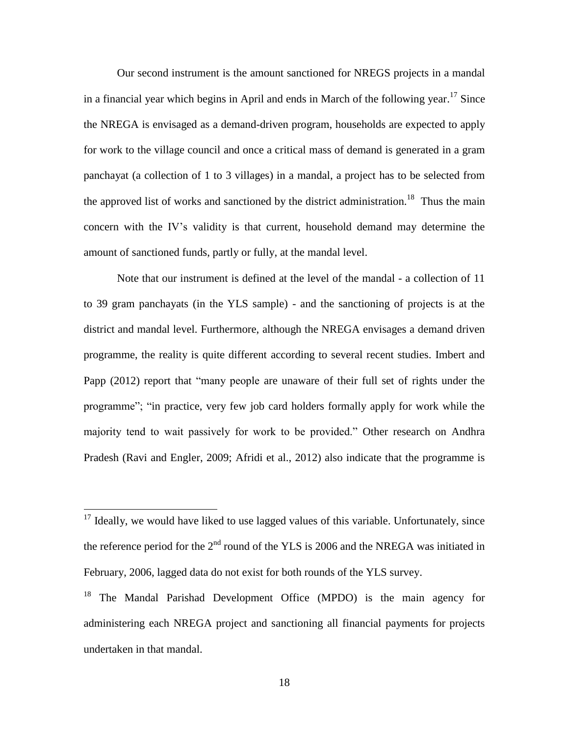Our second instrument is the amount sanctioned for NREGS projects in a mandal in a financial year which begins in April and ends in March of the following year.[17] Since the NREGA is envisaged as a demand-driven program, households are expected to apply for work to the village council and once a critical mass of demand is generated in a gram panchayat (a collection of 1 to 3 villages) in a mandal, a project has to be selected from the approved list of works and sanctioned by the district administration.[18] Thus the main concern with the IV's validity is that current, household demand may determine the amount of sanctioned funds, partly or fully, at the mandal level.

Note that our instrument is defined at the level of the mandal - a collection of 11 to 39 gram panchayats (in the YLS sample) - and the sanctioning of projects is at the district and mandal level. Furthermore, although the NREGA envisages a demand driven programme, the reality is quite different according to several recent studies. Imbert and Papp (2012) report that "many people are unaware of their full set of rights under the programme"; "in practice, very few job card holders formally apply for work while the majority tend to wait passively for work to be provided." Other research on Andhra Pradesh (Ravi and Engler, 2009; Afridi et al., 2012) also indicate that the programme is

---

[17] Ideally, we would have liked to use lagged values of this variable. Unfortunately, since the reference period for the 2nd round of the YLS is 2006 and the NREGA was initiated in February, 2006, lagged data do not exist for both rounds of the YLS survey.

[18] The Mandal Parishad Development Office (MPDO) is the main agency for administering each NREGA project and sanctioning all financial payments for projects undertaken in that mandal.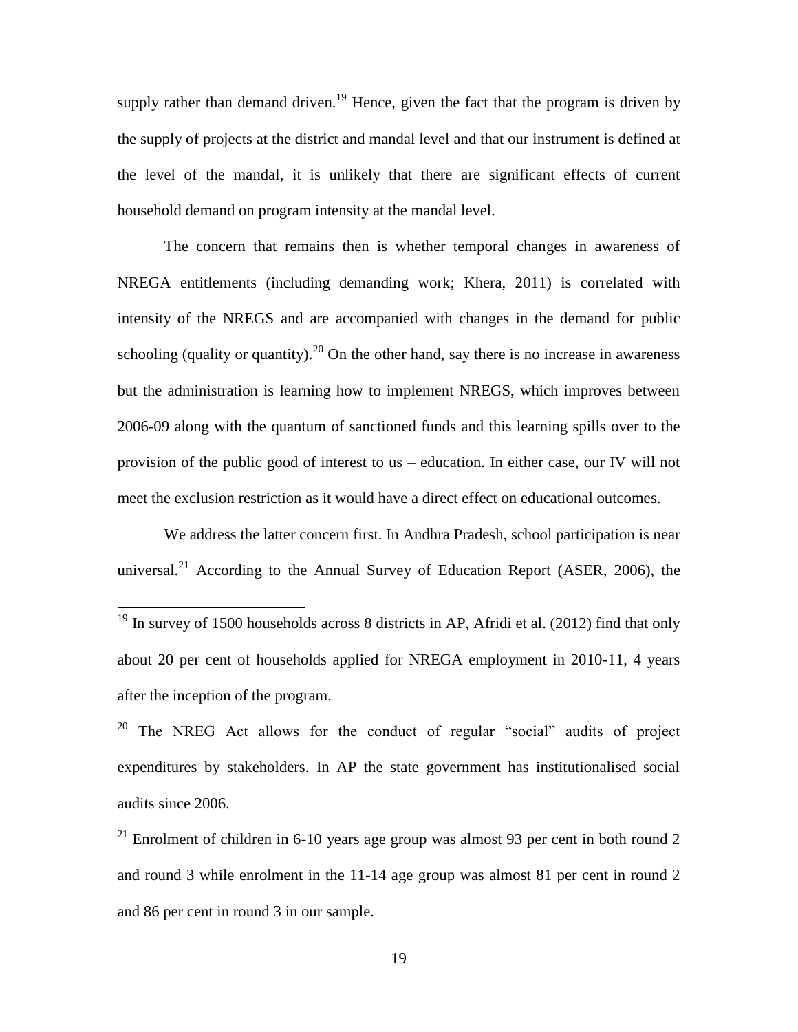supply rather than demand driven.[19] Hence, given the fact that the program is driven by the supply of projects at the district and mandal level and that our instrument is defined at the level of the mandal, it is unlikely that there are significant effects of current household demand on program intensity at the mandal level.

The concern that remains then is whether temporal changes in awareness of NREGA entitlements (including demanding work; Khera, 2011) is correlated with intensity of the NREGS and are accompanied with changes in the demand for public schooling (quality or quantity).[20] On the other hand, say there is no increase in awareness but the administration is learning how to implement NREGS, which improves between 2006-09 along with the quantum of sanctioned funds and this learning spills over to the provision of the public good of interest to us – education. In either case, our IV will not meet the exclusion restriction as it would have a direct effect on educational outcomes.

We address the latter concern first. In Andhra Pradesh, school participation is near universal.[21] According to the Annual Survey of Education Report (ASER, 2006), the

[19] In survey of 1500 households across 8 districts in AP, Afridi et al. (2012) find that only about 20 per cent of households applied for NREGA employment in 2010-11, 4 years after the inception of the program.

[20] The NREG Act allows for the conduct of regular "social" audits of project expenditures by stakeholders. In AP the state government has institutionalised social audits since 2006.

[21] Enrolment of children in 6-10 years age group was almost 93 per cent in both round 2 and round 3 while enrolment in the 11-14 age group was almost 81 per cent in round 2 and 86 per cent in round 3 in our sample.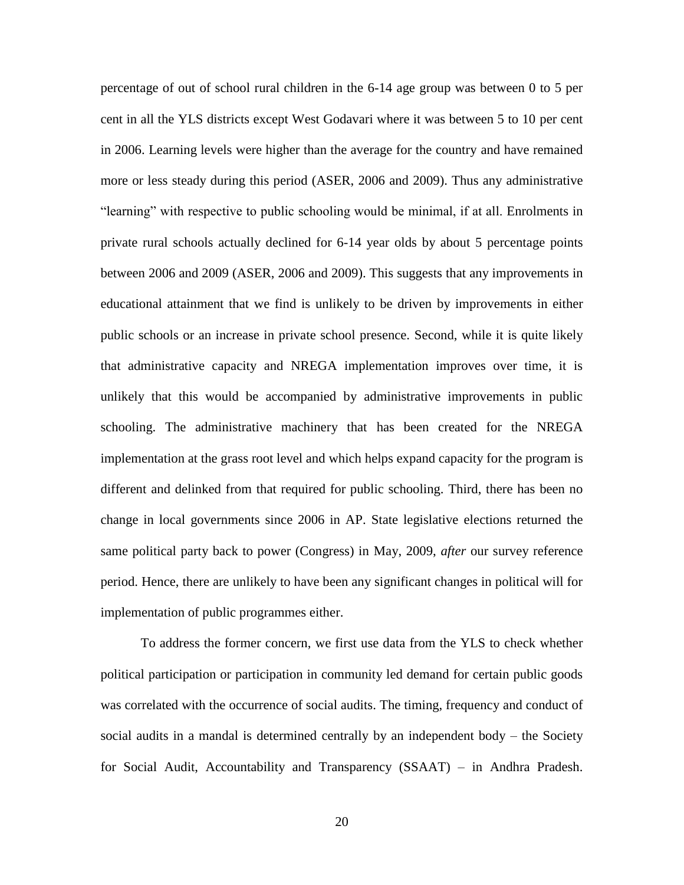percentage of out of school rural children in the 6-14 age group was between 0 to 5 per cent in all the YLS districts except West Godavari where it was between 5 to 10 per cent in 2006. Learning levels were higher than the average for the country and have remained more or less steady during this period (ASER, 2006 and 2009). Thus any administrative "learning" with respective to public schooling would be minimal, if at all. Enrolments in private rural schools actually declined for 6-14 year olds by about 5 percentage points between 2006 and 2009 (ASER, 2006 and 2009). This suggests that any improvements in educational attainment that we find is unlikely to be driven by improvements in either public schools or an increase in private school presence. Second, while it is quite likely that administrative capacity and NREGA implementation improves over time, it is unlikely that this would be accompanied by administrative improvements in public schooling. The administrative machinery that has been created for the NREGA implementation at the grass root level and which helps expand capacity for the program is different and delinked from that required for public schooling. Third, there has been no change in local governments since 2006 in AP. State legislative elections returned the same political party back to power (Congress) in May, 2009, *after* our survey reference period. Hence, there are unlikely to have been any significant changes in political will for implementation of public programmes either.

To address the former concern, we first use data from the YLS to check whether political participation or participation in community led demand for certain public goods was correlated with the occurrence of social audits. The timing, frequency and conduct of social audits in a mandal is determined centrally by an independent body – the Society for Social Audit, Accountability and Transparency (SSAAT) – in Andhra Pradesh.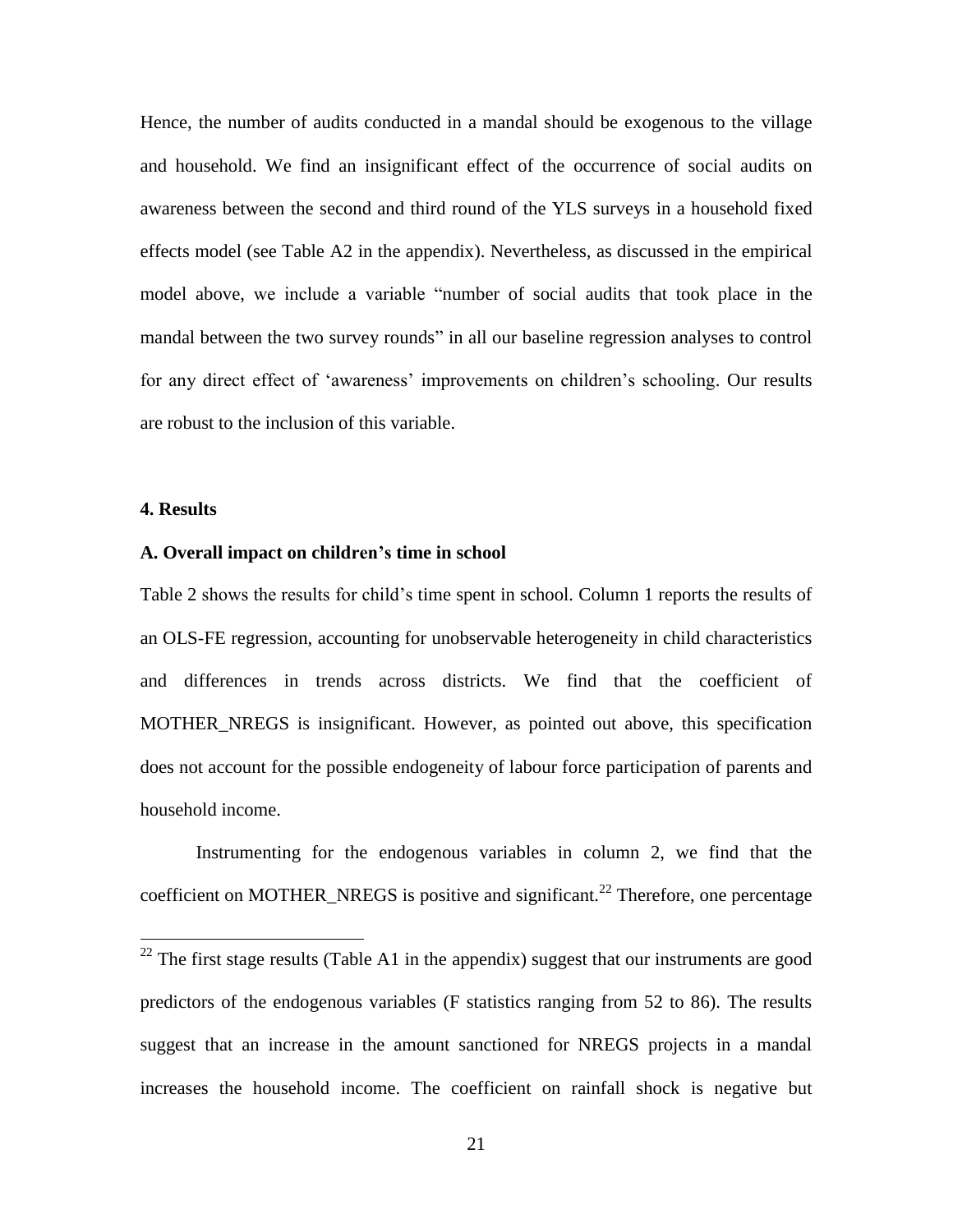Hence, the number of audits conducted in a mandal should be exogenous to the village and household. We find an insignificant effect of the occurrence of social audits on awareness between the second and third round of the YLS surveys in a household fixed effects model (see Table A2 in the appendix). Nevertheless, as discussed in the empirical model above, we include a variable "number of social audits that took place in the mandal between the two survey rounds" in all our baseline regression analyses to control for any direct effect of 'awareness' improvements on children's schooling. Our results are robust to the inclusion of this variable.

## 4. Results

### A. Overall impact on children's time in school

Table 2 shows the results for child's time spent in school. Column 1 reports the results of an OLS-FE regression, accounting for unobservable heterogeneity in child characteristics and differences in trends across districts. We find that the coefficient of MOTHER_NREGS is insignificant. However, as pointed out above, this specification does not account for the possible endogeneity of labour force participation of parents and household income.

Instrumenting for the endogenous variables in column 2, we find that the coefficient on MOTHER_NREGS is positive and significant.[22] Therefore, one percentage

---

[22] The first stage results (Table A1 in the appendix) suggest that our instruments are good predictors of the endogenous variables (F statistics ranging from 52 to 86). The results suggest that an increase in the amount sanctioned for NREGS projects in a mandal increases the household income. The coefficient on rainfall shock is negative but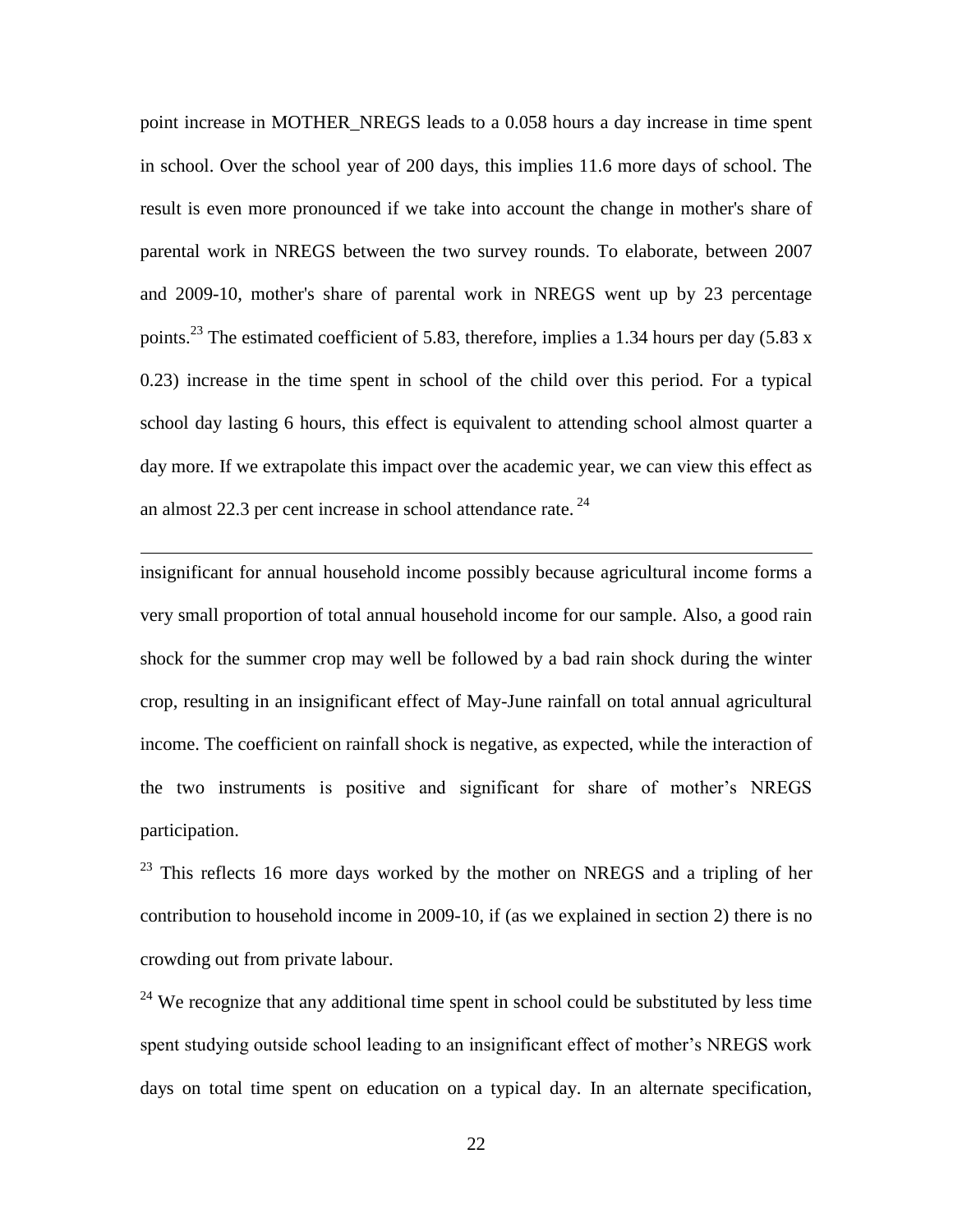point increase in MOTHER_NREGS leads to a 0.058 hours a day increase in time spent in school. Over the school year of 200 days, this implies 11.6 more days of school. The result is even more pronounced if we take into account the change in mother's share of parental work in NREGS between the two survey rounds. To elaborate, between 2007 and 2009-10, mother's share of parental work in NREGS went up by 23 percentage points.[23] The estimated coefficient of 5.83, therefore, implies a 1.34 hours per day (5.83 x 0.23) increase in the time spent in school of the child over this period. For a typical school day lasting 6 hours, this effect is equivalent to attending school almost quarter a day more. If we extrapolate this impact over the academic year, we can view this effect as an almost 22.3 per cent increase in school attendance rate.[24]

---

insignificant for annual household income possibly because agricultural income forms a very small proportion of total annual household income for our sample. Also, a good rain shock for the summer crop may well be followed by a bad rain shock during the winter crop, resulting in an insignificant effect of May-June rainfall on total annual agricultural income. The coefficient on rainfall shock is negative, as expected, while the interaction of the two instruments is positive and significant for share of mother's NREGS participation.

[23] This reflects 16 more days worked by the mother on NREGS and a tripling of her contribution to household income in 2009-10, if (as we explained in section 2) there is no crowding out from private labour.

[24] We recognize that any additional time spent in school could be substituted by less time spent studying outside school leading to an insignificant effect of mother's NREGS work days on total time spent on education on a typical day. In an alternate specification,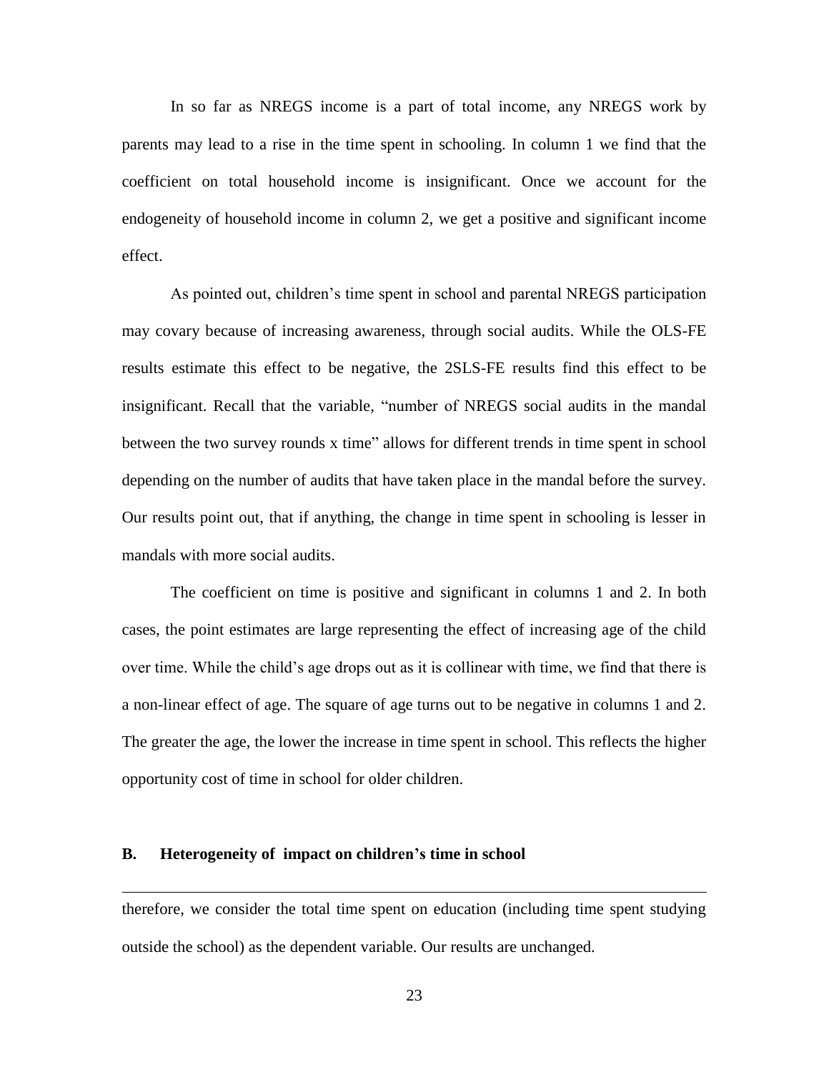In so far as NREGS income is a part of total income, any NREGS work by parents may lead to a rise in the time spent in schooling. In column 1 we find that the coefficient on total household income is insignificant. Once we account for the endogeneity of household income in column 2, we get a positive and significant income effect.

As pointed out, children's time spent in school and parental NREGS participation may covary because of increasing awareness, through social audits. While the OLS-FE results estimate this effect to be negative, the 2SLS-FE results find this effect to be insignificant. Recall that the variable, "number of NREGS social audits in the mandal between the two survey rounds x time" allows for different trends in time spent in school depending on the number of audits that have taken place in the mandal before the survey. Our results point out, that if anything, the change in time spent in schooling is lesser in mandals with more social audits.

The coefficient on time is positive and significant in columns 1 and 2. In both cases, the point estimates are large representing the effect of increasing age of the child over time. While the child's age drops out as it is collinear with time, we find that there is a non-linear effect of age. The square of age turns out to be negative in columns 1 and 2. The greater the age, the lower the increase in time spent in school. This reflects the higher opportunity cost of time in school for older children.

### B. Heterogeneity of impact on children's time in school

---

therefore, we consider the total time spent on education (including time spent studying outside the school) as the dependent variable. Our results are unchanged.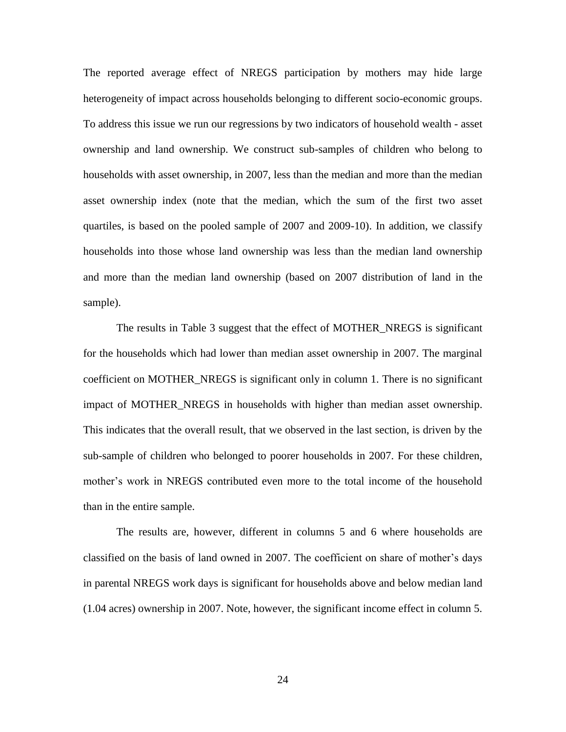The reported average effect of NREGS participation by mothers may hide large heterogeneity of impact across households belonging to different socio-economic groups. To address this issue we run our regressions by two indicators of household wealth - asset ownership and land ownership. We construct sub-samples of children who belong to households with asset ownership, in 2007, less than the median and more than the median asset ownership index (note that the median, which the sum of the first two asset quartiles, is based on the pooled sample of 2007 and 2009-10). In addition, we classify households into those whose land ownership was less than the median land ownership and more than the median land ownership (based on 2007 distribution of land in the sample).

The results in Table 3 suggest that the effect of MOTHER_NREGS is significant for the households which had lower than median asset ownership in 2007. The marginal coefficient on MOTHER_NREGS is significant only in column 1. There is no significant impact of MOTHER_NREGS in households with higher than median asset ownership. This indicates that the overall result, that we observed in the last section, is driven by the sub-sample of children who belonged to poorer households in 2007. For these children, mother's work in NREGS contributed even more to the total income of the household than in the entire sample.

The results are, however, different in columns 5 and 6 where households are classified on the basis of land owned in 2007. The coefficient on share of mother's days in parental NREGS work days is significant for households above and below median land (1.04 acres) ownership in 2007. Note, however, the significant income effect in column 5.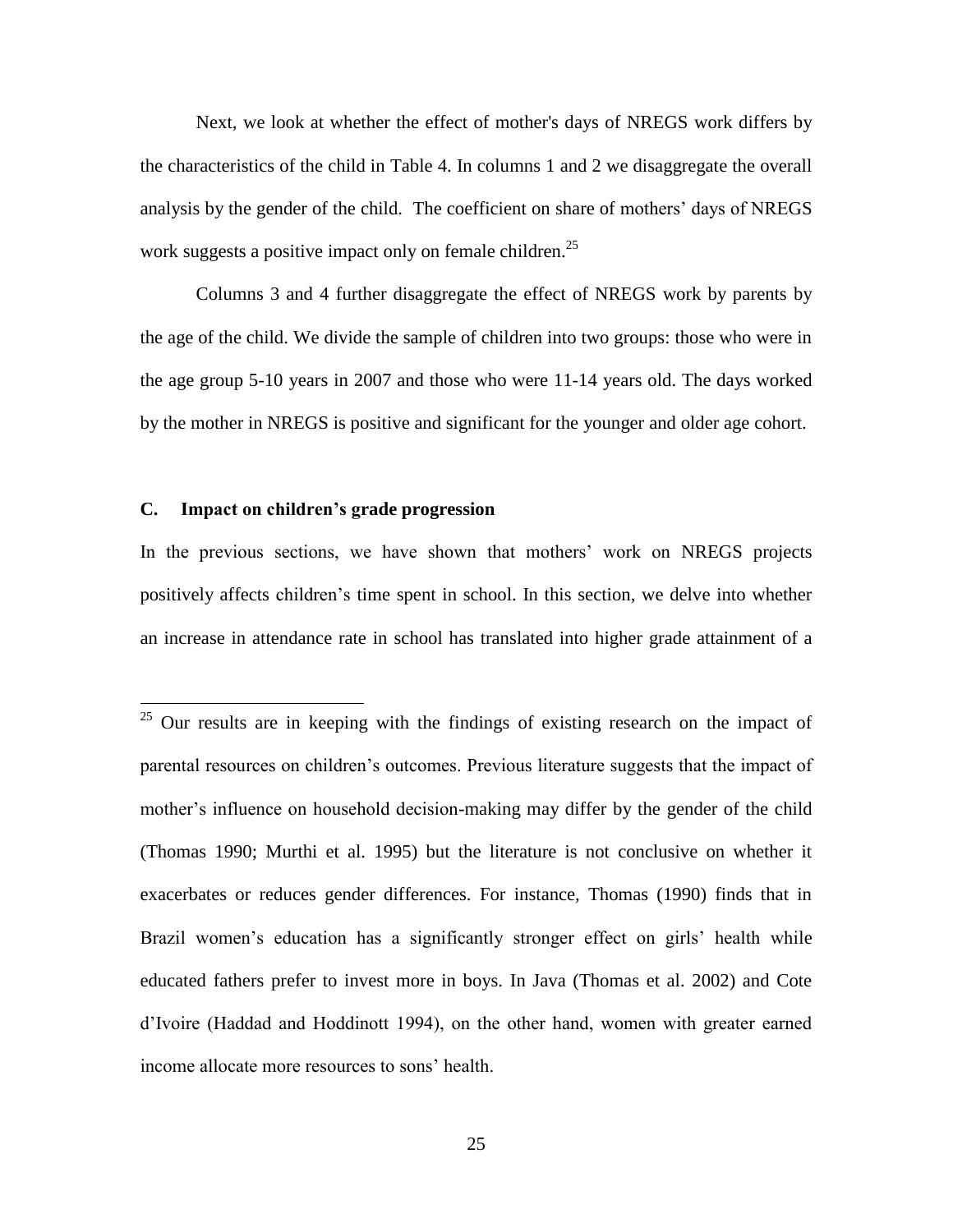Next, we look at whether the effect of mother's days of NREGS work differs by the characteristics of the child in Table 4. In columns 1 and 2 we disaggregate the overall analysis by the gender of the child. The coefficient on share of mothers' days of NREGS work suggests a positive impact only on female children.[25]

Columns 3 and 4 further disaggregate the effect of NREGS work by parents by the age of the child. We divide the sample of children into two groups: those who were in the age group 5-10 years in 2007 and those who were 11-14 years old. The days worked by the mother in NREGS is positive and significant for the younger and older age cohort.

### C. Impact on children's grade progression

In the previous sections, we have shown that mothers' work on NREGS projects positively affects children's time spent in school. In this section, we delve into whether an increase in attendance rate in school has translated into higher grade attainment of a

---

[25] Our results are in keeping with the findings of existing research on the impact of parental resources on children's outcomes. Previous literature suggests that the impact of mother's influence on household decision-making may differ by the gender of the child (Thomas 1990; Murthi et al. 1995) but the literature is not conclusive on whether it exacerbates or reduces gender differences. For instance, Thomas (1990) finds that in Brazil women's education has a significantly stronger effect on girls' health while educated fathers prefer to invest more in boys. In Java (Thomas et al. 2002) and Cote d'Ivoire (Haddad and Hoddinott 1994), on the other hand, women with greater earned income allocate more resources to sons' health.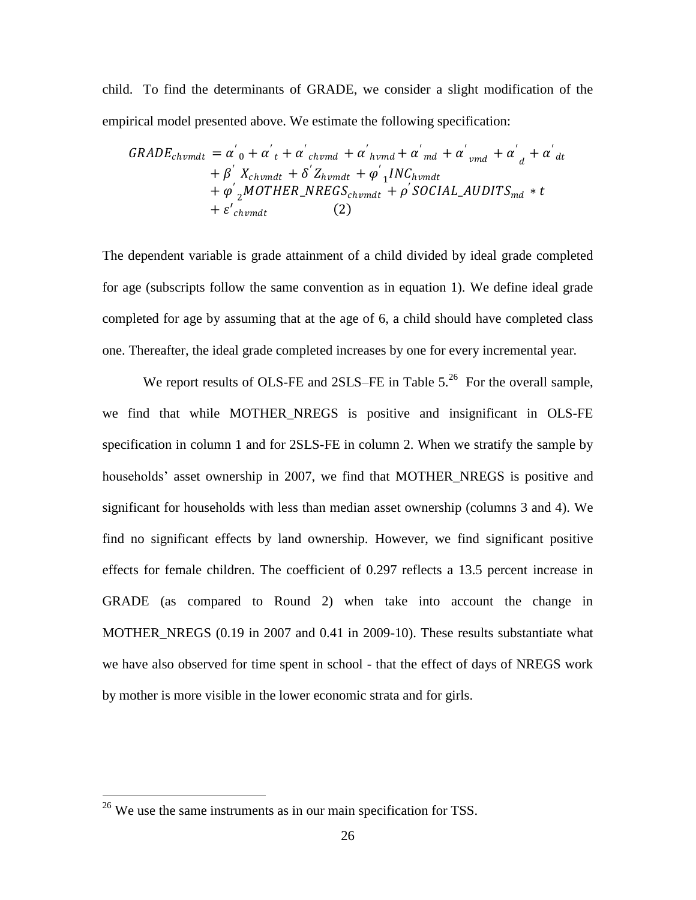child. To find the determinants of GRADE, we consider a slight modification of the empirical model presented above. We estimate the following specification:

$$
\begin{aligned}
GRADE_{chvmdt} = {} & \alpha'_0 + \alpha'_t + \alpha'_{chvmd} + \alpha'_{hvmd} + \alpha'_{md} + \alpha'_{vmd} + \alpha'_d + \alpha'_{dt} \\
& + \beta' X_{chvmdt} + \delta' Z_{hvmdt} + \varphi'_1 INC_{hvmdt} \\
& + \varphi'_2 MOTHER\_NREGS_{chvmdt} + \rho' SOCIAL\_AUDITS_{md} * t \\
& + \varepsilon'_{chvmdt} \qquad\qquad (2)
\end{aligned}
$$

The dependent variable is grade attainment of a child divided by ideal grade completed for age (subscripts follow the same convention as in equation 1). We define ideal grade completed for age by assuming that at the age of 6, a child should have completed class one. Thereafter, the ideal grade completed increases by one for every incremental year.

We report results of OLS-FE and 2SLS–FE in Table 5.[26] For the overall sample, we find that while MOTHER_NREGS is positive and insignificant in OLS-FE specification in column 1 and for 2SLS-FE in column 2. When we stratify the sample by households' asset ownership in 2007, we find that MOTHER_NREGS is positive and significant for households with less than median asset ownership (columns 3 and 4). We find no significant effects by land ownership. However, we find significant positive effects for female children. The coefficient of 0.297 reflects a 13.5 percent increase in GRADE (as compared to Round 2) when take into account the change in MOTHER_NREGS (0.19 in 2007 and 0.41 in 2009-10). These results substantiate what we have also observed for time spent in school - that the effect of days of NREGS work by mother is more visible in the lower economic strata and for girls.

---

[26] We use the same instruments as in our main specification for TSS.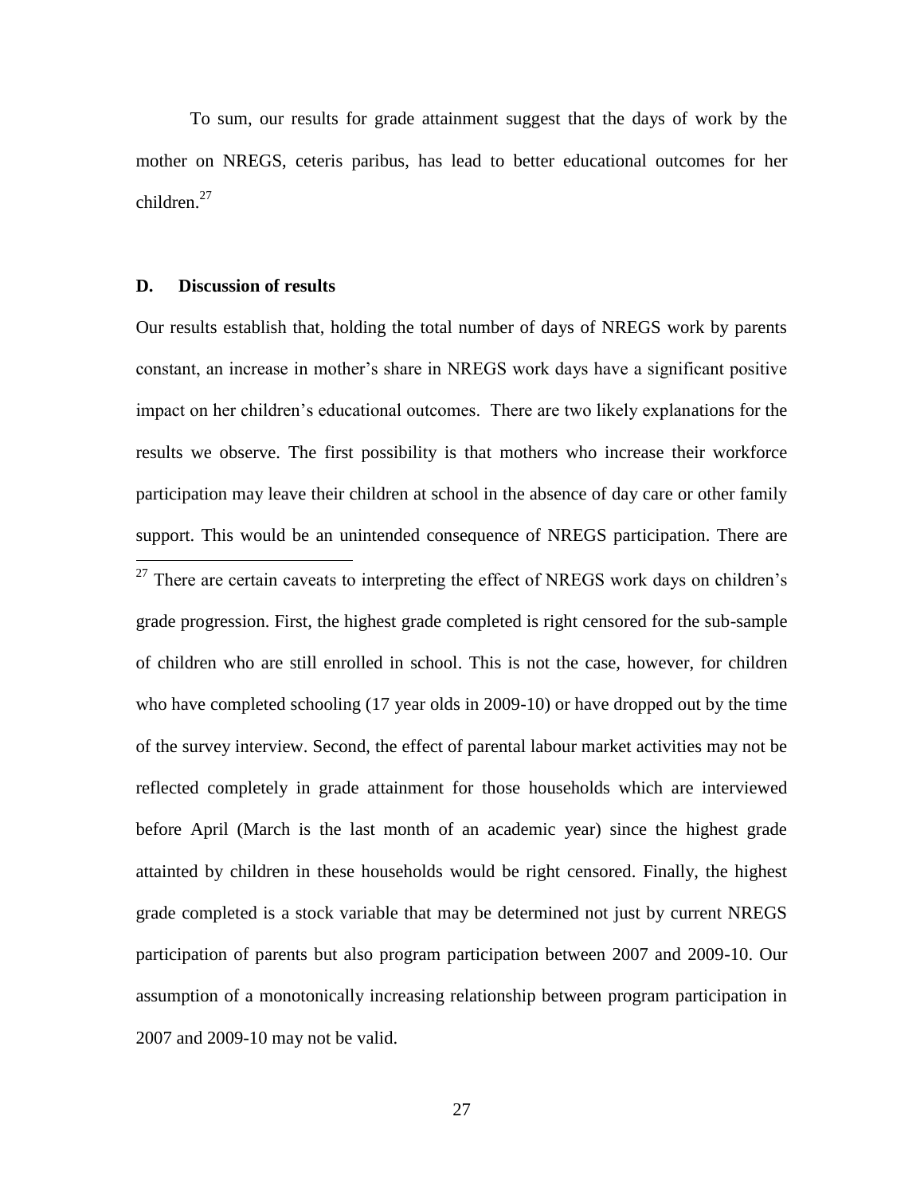To sum, our results for grade attainment suggest that the days of work by the mother on NREGS, ceteris paribus, has lead to better educational outcomes for her children.[27]

### D. Discussion of results

Our results establish that, holding the total number of days of NREGS work by parents constant, an increase in mother's share in NREGS work days have a significant positive impact on her children's educational outcomes. There are two likely explanations for the results we observe. The first possibility is that mothers who increase their workforce participation may leave their children at school in the absence of day care or other family support. This would be an unintended consequence of NREGS participation. There are

[27] There are certain caveats to interpreting the effect of NREGS work days on children's grade progression. First, the highest grade completed is right censored for the sub-sample of children who are still enrolled in school. This is not the case, however, for children who have completed schooling (17 year olds in 2009-10) or have dropped out by the time of the survey interview. Second, the effect of parental labour market activities may not be reflected completely in grade attainment for those households which are interviewed before April (March is the last month of an academic year) since the highest grade attainted by children in these households would be right censored. Finally, the highest grade completed is a stock variable that may be determined not just by current NREGS participation of parents but also program participation between 2007 and 2009-10. Our assumption of a monotonically increasing relationship between program participation in 2007 and 2009-10 may not be valid.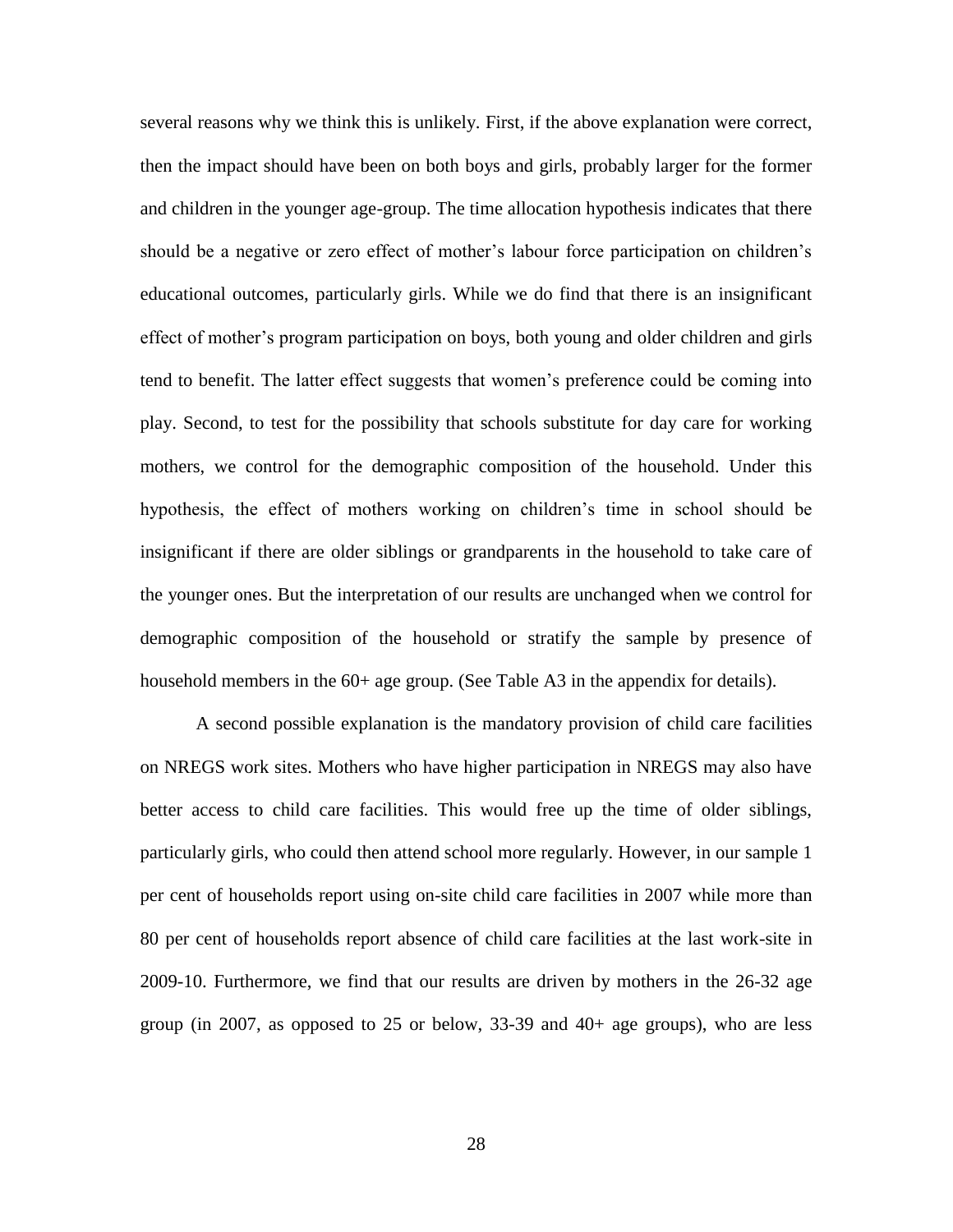several reasons why we think this is unlikely. First, if the above explanation were correct, then the impact should have been on both boys and girls, probably larger for the former and children in the younger age-group. The time allocation hypothesis indicates that there should be a negative or zero effect of mother's labour force participation on children's educational outcomes, particularly girls. While we do find that there is an insignificant effect of mother's program participation on boys, both young and older children and girls tend to benefit. The latter effect suggests that women's preference could be coming into play. Second, to test for the possibility that schools substitute for day care for working mothers, we control for the demographic composition of the household. Under this hypothesis, the effect of mothers working on children's time in school should be insignificant if there are older siblings or grandparents in the household to take care of the younger ones. But the interpretation of our results are unchanged when we control for demographic composition of the household or stratify the sample by presence of household members in the 60+ age group. (See Table A3 in the appendix for details).

A second possible explanation is the mandatory provision of child care facilities on NREGS work sites. Mothers who have higher participation in NREGS may also have better access to child care facilities. This would free up the time of older siblings, particularly girls, who could then attend school more regularly. However, in our sample 1 per cent of households report using on-site child care facilities in 2007 while more than 80 per cent of households report absence of child care facilities at the last work-site in 2009-10. Furthermore, we find that our results are driven by mothers in the 26-32 age group (in 2007, as opposed to 25 or below, 33-39 and 40+ age groups), who are less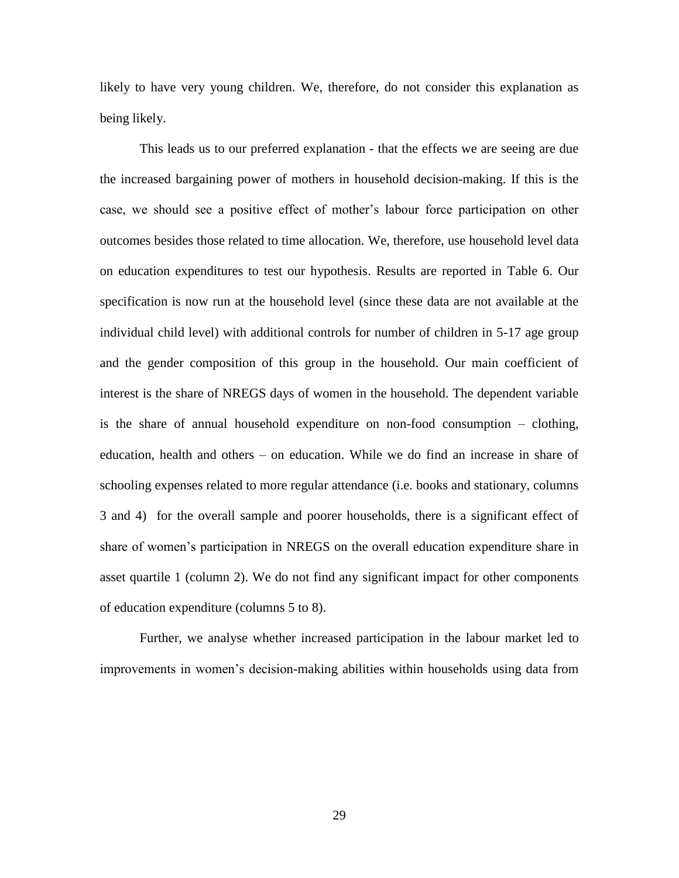likely to have very young children. We, therefore, do not consider this explanation as being likely.

This leads us to our preferred explanation - that the effects we are seeing are due the increased bargaining power of mothers in household decision-making. If this is the case, we should see a positive effect of mother's labour force participation on other outcomes besides those related to time allocation. We, therefore, use household level data on education expenditures to test our hypothesis. Results are reported in Table 6. Our specification is now run at the household level (since these data are not available at the individual child level) with additional controls for number of children in 5-17 age group and the gender composition of this group in the household. Our main coefficient of interest is the share of NREGS days of women in the household. The dependent variable is the share of annual household expenditure on non-food consumption – clothing, education, health and others – on education. While we do find an increase in share of schooling expenses related to more regular attendance (i.e. books and stationary, columns 3 and 4) for the overall sample and poorer households, there is a significant effect of share of women's participation in NREGS on the overall education expenditure share in asset quartile 1 (column 2). We do not find any significant impact for other components of education expenditure (columns 5 to 8).

Further, we analyse whether increased participation in the labour market led to improvements in women's decision-making abilities within households using data from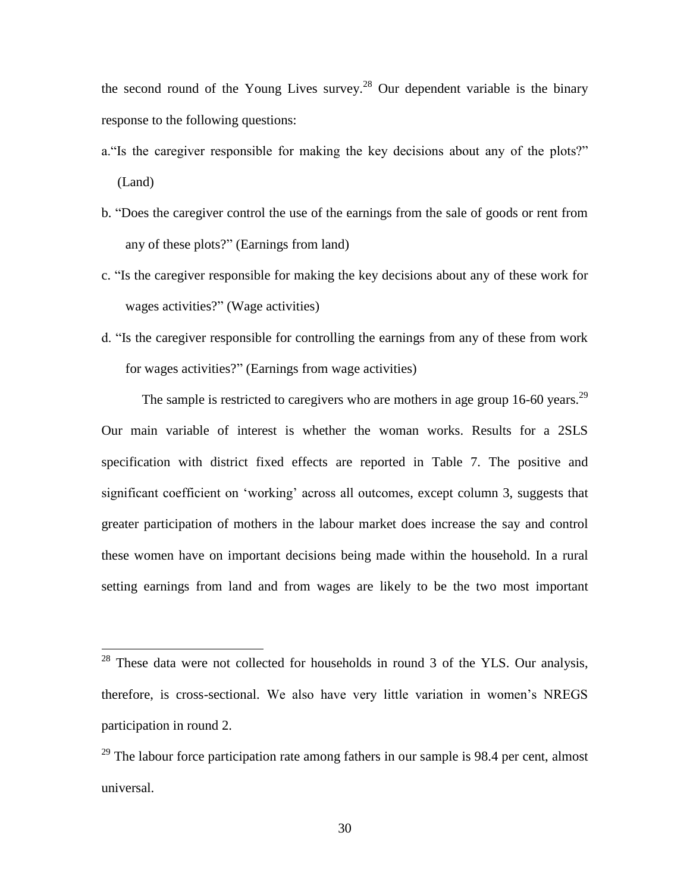the second round of the Young Lives survey.[28] Our dependent variable is the binary response to the following questions:

a. "Is the caregiver responsible for making the key decisions about any of the plots?" (Land)

b. "Does the caregiver control the use of the earnings from the sale of goods or rent from any of these plots?" (Earnings from land)

c. "Is the caregiver responsible for making the key decisions about any of these work for wages activities?" (Wage activities)

d. "Is the caregiver responsible for controlling the earnings from any of these from work for wages activities?" (Earnings from wage activities)

The sample is restricted to caregivers who are mothers in age group 16-60 years.[29] Our main variable of interest is whether the woman works. Results for a 2SLS specification with district fixed effects are reported in Table 7. The positive and significant coefficient on 'working' across all outcomes, except column 3, suggests that greater participation of mothers in the labour market does increase the say and control these women have on important decisions being made within the household. In a rural setting earnings from land and from wages are likely to be the two most important

---

[28] These data were not collected for households in round 3 of the YLS. Our analysis, therefore, is cross-sectional. We also have very little variation in women's NREGS participation in round 2.

[29] The labour force participation rate among fathers in our sample is 98.4 per cent, almost universal.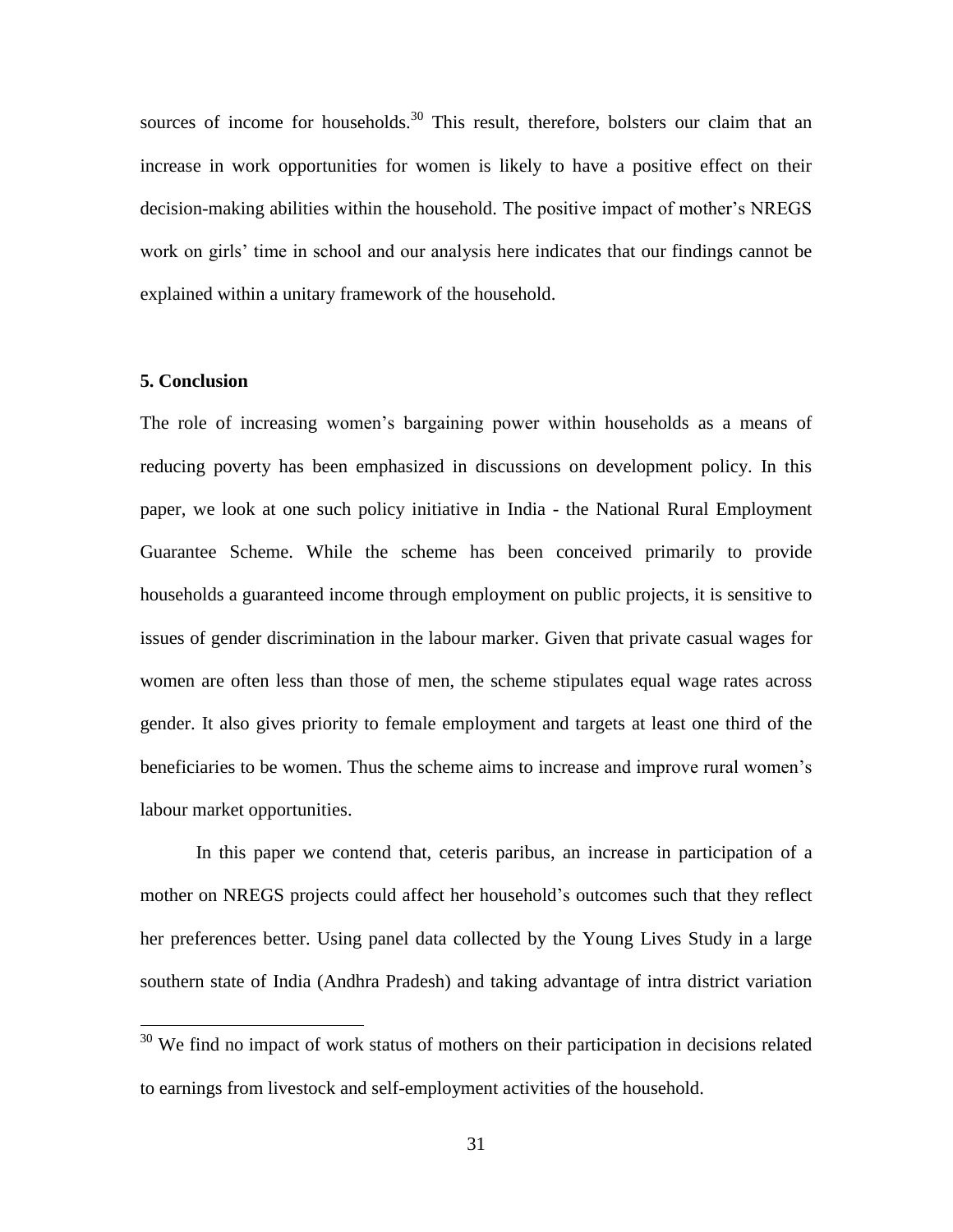sources of income for households.[30] This result, therefore, bolsters our claim that an increase in work opportunities for women is likely to have a positive effect on their decision-making abilities within the household. The positive impact of mother's NREGS work on girls' time in school and our analysis here indicates that our findings cannot be explained within a unitary framework of the household.

## 5. Conclusion

The role of increasing women's bargaining power within households as a means of reducing poverty has been emphasized in discussions on development policy. In this paper, we look at one such policy initiative in India - the National Rural Employment Guarantee Scheme. While the scheme has been conceived primarily to provide households a guaranteed income through employment on public projects, it is sensitive to issues of gender discrimination in the labour marker. Given that private casual wages for women are often less than those of men, the scheme stipulates equal wage rates across gender. It also gives priority to female employment and targets at least one third of the beneficiaries to be women. Thus the scheme aims to increase and improve rural women's labour market opportunities.

In this paper we contend that, ceteris paribus, an increase in participation of a mother on NREGS projects could affect her household's outcomes such that they reflect her preferences better. Using panel data collected by the Young Lives Study in a large southern state of India (Andhra Pradesh) and taking advantage of intra district variation

---

[30] We find no impact of work status of mothers on their participation in decisions related to earnings from livestock and self-employment activities of the household.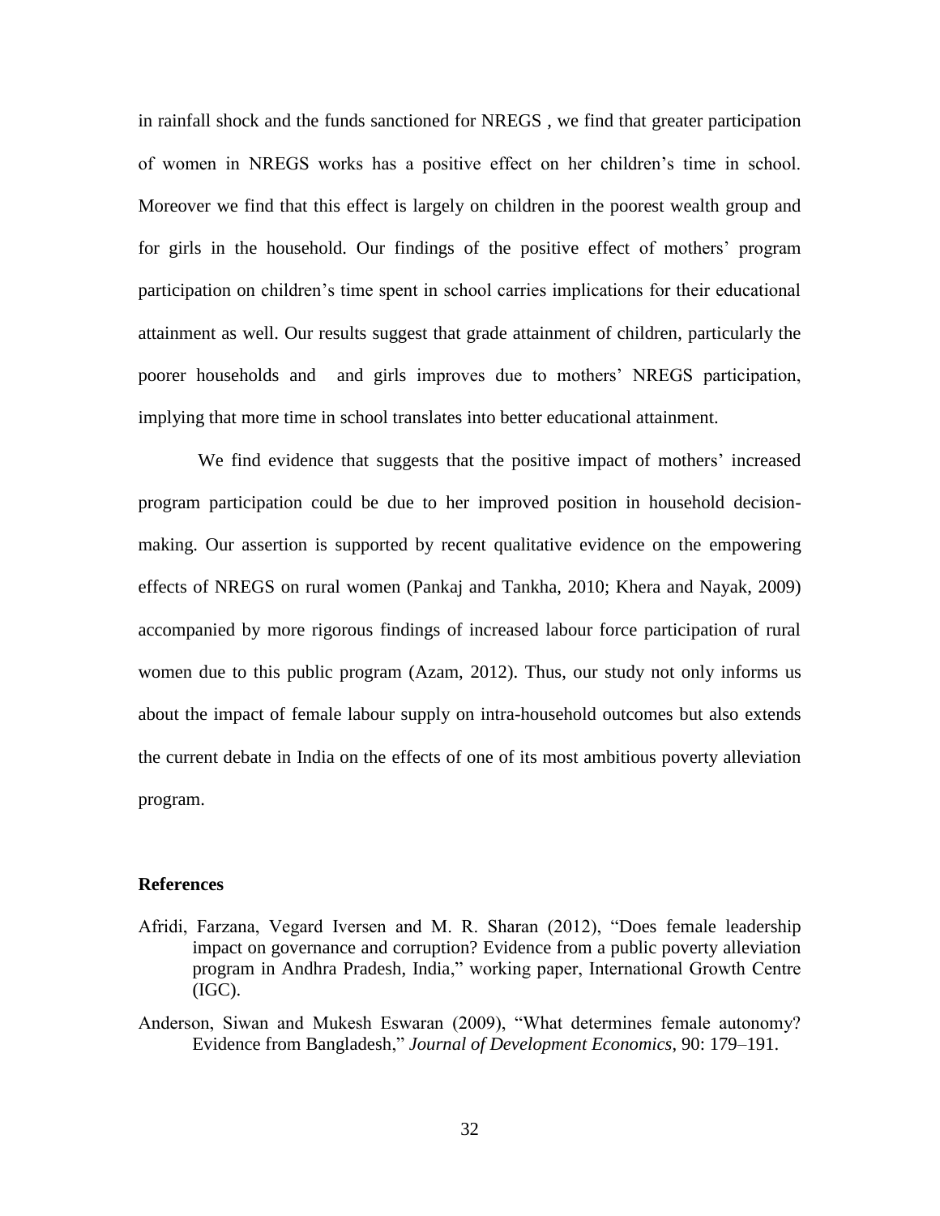in rainfall shock and the funds sanctioned for NREGS , we find that greater participation of women in NREGS works has a positive effect on her children's time in school. Moreover we find that this effect is largely on children in the poorest wealth group and for girls in the household. Our findings of the positive effect of mothers' program participation on children's time spent in school carries implications for their educational attainment as well. Our results suggest that grade attainment of children, particularly the poorer households and  and girls improves due to mothers' NREGS participation, implying that more time in school translates into better educational attainment.

We find evidence that suggests that the positive impact of mothers' increased program participation could be due to her improved position in household decision-making. Our assertion is supported by recent qualitative evidence on the empowering effects of NREGS on rural women (Pankaj and Tankha, 2010; Khera and Nayak, 2009) accompanied by more rigorous findings of increased labour force participation of rural women due to this public program (Azam, 2012). Thus, our study not only informs us about the impact of female labour supply on intra-household outcomes but also extends the current debate in India on the effects of one of its most ambitious poverty alleviation program.

**References**

Afridi, Farzana, Vegard Iversen and M. R. Sharan (2012), "Does female leadership impact on governance and corruption? Evidence from a public poverty alleviation program in Andhra Pradesh, India," working paper, International Growth Centre (IGC).

Anderson, Siwan and Mukesh Eswaran (2009), "What determines female autonomy? Evidence from Bangladesh," *Journal of Development Economics*, 90: 179–191.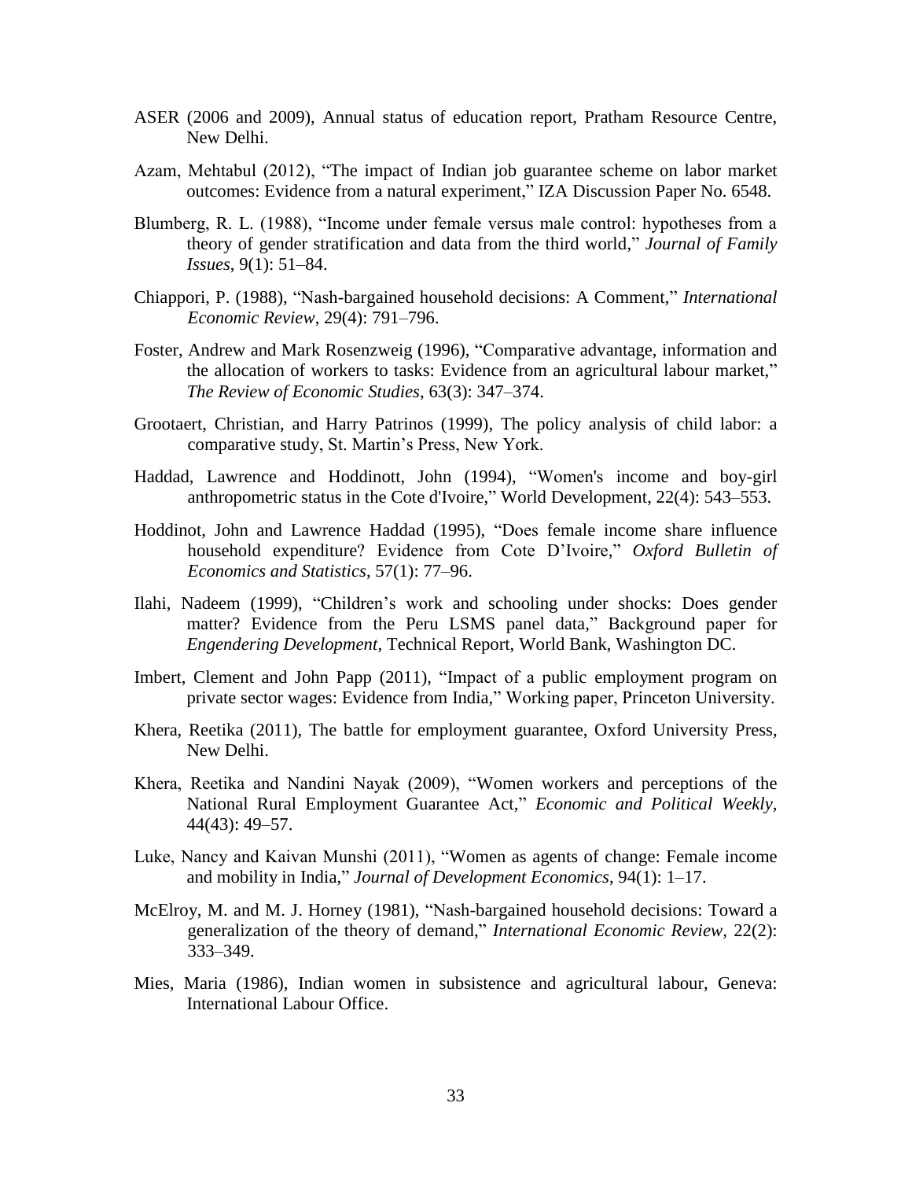ASER (2006 and 2009), Annual status of education report, Pratham Resource Centre, New Delhi.

Azam, Mehtabul (2012), "The impact of Indian job guarantee scheme on labor market outcomes: Evidence from a natural experiment," IZA Discussion Paper No. 6548.

Blumberg, R. L. (1988), "Income under female versus male control: hypotheses from a theory of gender stratification and data from the third world," *Journal of Family Issues*, 9(1): 51–84.

Chiappori, P. (1988), "Nash-bargained household decisions: A Comment," *International Economic Review*, 29(4): 791–796.

Foster, Andrew and Mark Rosenzweig (1996), "Comparative advantage, information and the allocation of workers to tasks: Evidence from an agricultural labour market," *The Review of Economic Studies*, 63(3): 347–374.

Grootaert, Christian, and Harry Patrinos (1999), The policy analysis of child labor: a comparative study, St. Martin's Press, New York.

Haddad, Lawrence and Hoddinott, John (1994), "Women's income and boy-girl anthropometric status in the Cote d'Ivoire," World Development, 22(4): 543–553.

Hoddinot, John and Lawrence Haddad (1995), "Does female income share influence household expenditure? Evidence from Cote D'Ivoire," *Oxford Bulletin of Economics and Statistics*, 57(1): 77–96.

Ilahi, Nadeem (1999), "Children's work and schooling under shocks: Does gender matter? Evidence from the Peru LSMS panel data," Background paper for *Engendering Development*, Technical Report, World Bank, Washington DC.

Imbert, Clement and John Papp (2011), "Impact of a public employment program on private sector wages: Evidence from India," Working paper, Princeton University.

Khera, Reetika (2011), The battle for employment guarantee, Oxford University Press, New Delhi.

Khera, Reetika and Nandini Nayak (2009), "Women workers and perceptions of the National Rural Employment Guarantee Act," *Economic and Political Weekly*, 44(43): 49–57.

Luke, Nancy and Kaivan Munshi (2011), "Women as agents of change: Female income and mobility in India," *Journal of Development Economics*, 94(1): 1–17.

McElroy, M. and M. J. Horney (1981), "Nash-bargained household decisions: Toward a generalization of the theory of demand," *International Economic Review*, 22(2): 333–349.

Mies, Maria (1986), Indian women in subsistence and agricultural labour, Geneva: International Labour Office.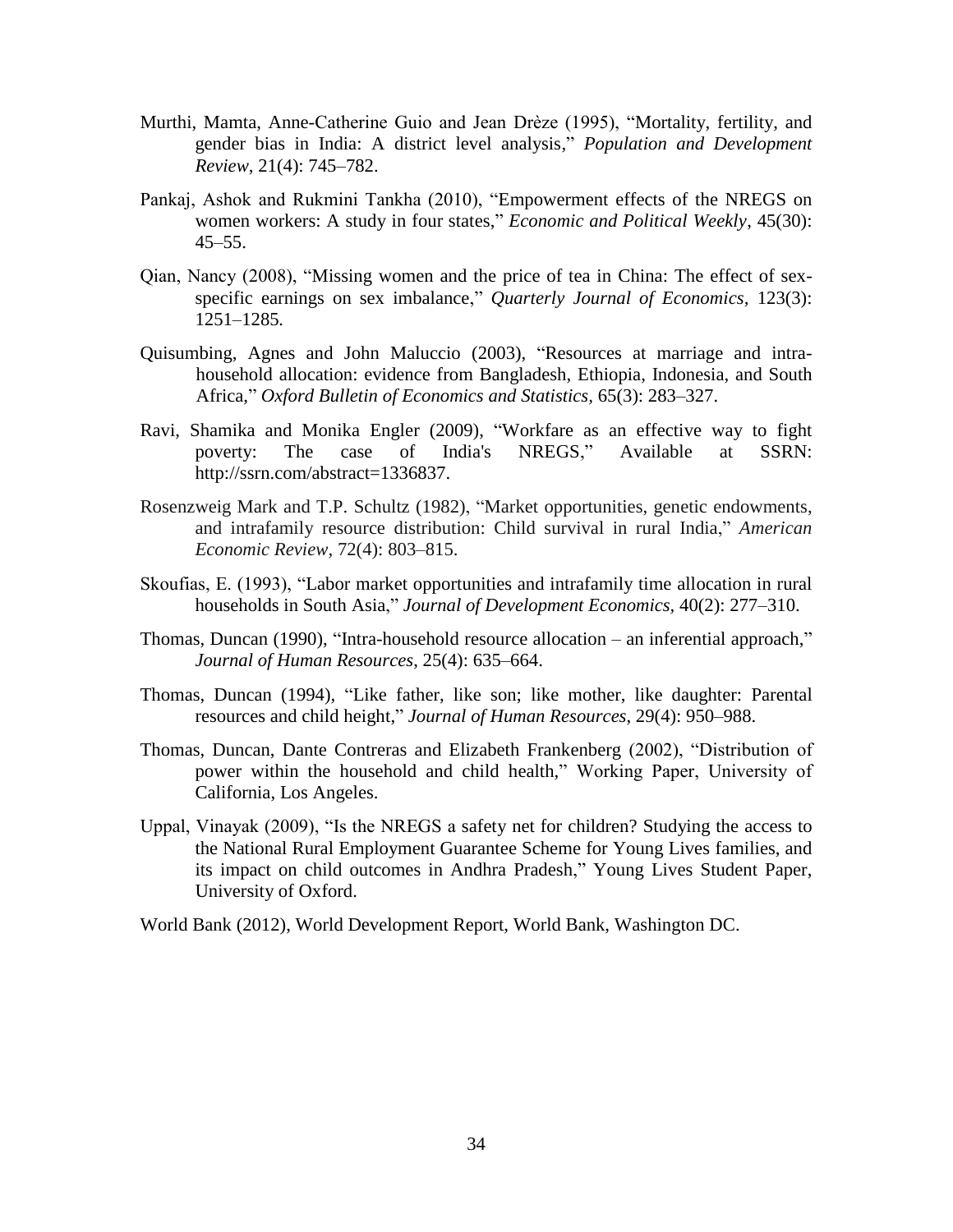Murthi, Mamta, Anne-Catherine Guio and Jean Drèze (1995), "Mortality, fertility, and gender bias in India: A district level analysis," *Population and Development Review*, 21(4): 745–782.

Pankaj, Ashok and Rukmini Tankha (2010), "Empowerment effects of the NREGS on women workers: A study in four states," *Economic and Political Weekly*, 45(30): 45–55.

Qian, Nancy (2008), "Missing women and the price of tea in China: The effect of sex-specific earnings on sex imbalance," *Quarterly Journal of Economics*, 123(3): 1251–1285.

Quisumbing, Agnes and John Maluccio (2003), "Resources at marriage and intra-household allocation: evidence from Bangladesh, Ethiopia, Indonesia, and South Africa," *Oxford Bulletin of Economics and Statistics*, 65(3): 283–327.

Ravi, Shamika and Monika Engler (2009), "Workfare as an effective way to fight poverty: The case of India's NREGS," Available at SSRN: http://ssrn.com/abstract=1336837.

Rosenzweig Mark and T.P. Schultz (1982), "Market opportunities, genetic endowments, and intrafamily resource distribution: Child survival in rural India," *American Economic Review*, 72(4): 803–815.

Skoufias, E. (1993), "Labor market opportunities and intrafamily time allocation in rural households in South Asia," *Journal of Development Economics*, 40(2): 277–310.

Thomas, Duncan (1990), "Intra-household resource allocation – an inferential approach," *Journal of Human Resources*, 25(4): 635–664.

Thomas, Duncan (1994), "Like father, like son; like mother, like daughter: Parental resources and child height," *Journal of Human Resources*, 29(4): 950–988.

Thomas, Duncan, Dante Contreras and Elizabeth Frankenberg (2002), "Distribution of power within the household and child health," Working Paper, University of California, Los Angeles.

Uppal, Vinayak (2009), "Is the NREGS a safety net for children? Studying the access to the National Rural Employment Guarantee Scheme for Young Lives families, and its impact on child outcomes in Andhra Pradesh," Young Lives Student Paper, University of Oxford.

World Bank (2012), World Development Report, World Bank, Washington DC.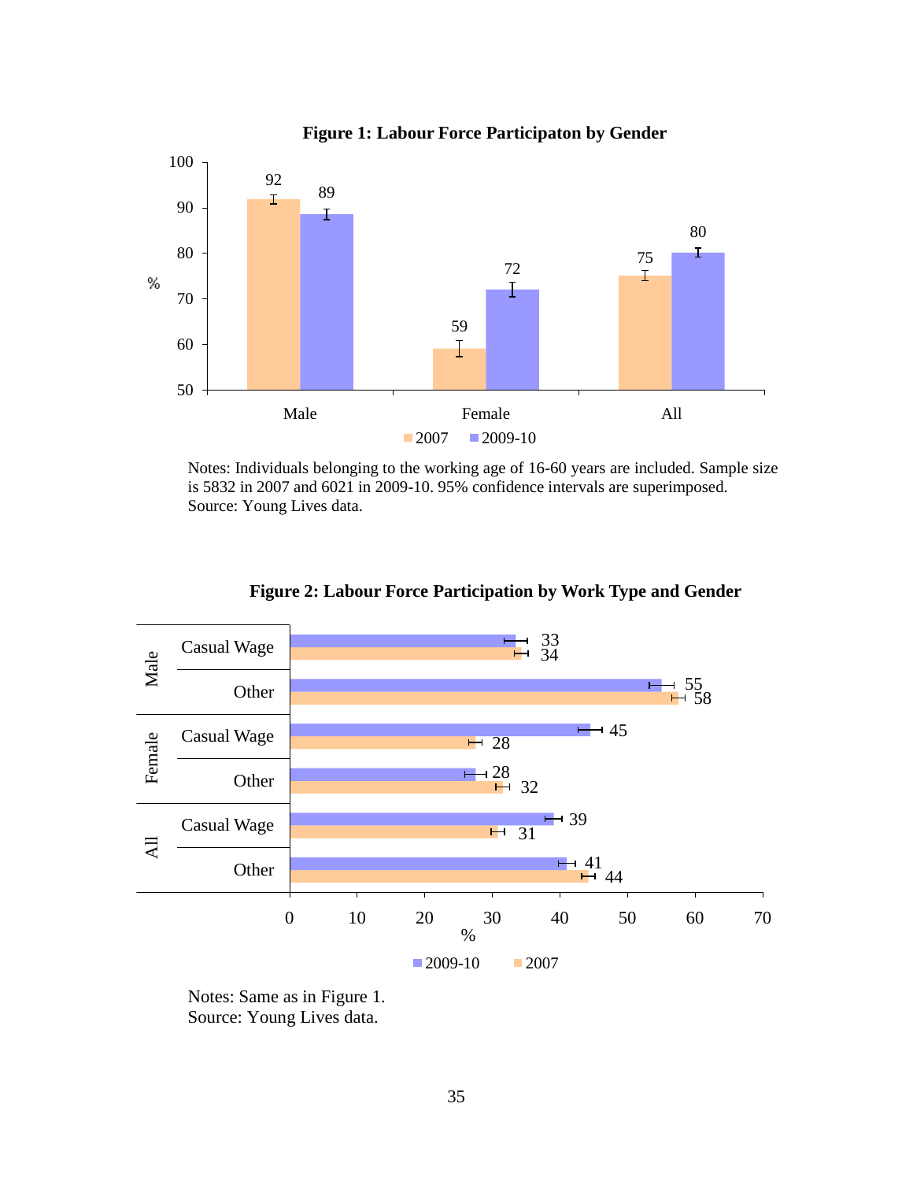**Figure 1: Labour Force Participaton by Gender**

| | 2007 | 2009-10 |
|---|---|---|
| Male | 92 | 89 |
| Female | 59 | 72 |
| All | 75 | 80 |

Notes: Individuals belonging to the working age of 16-60 years are included. Sample size is 5832 in 2007 and 6021 in 2009-10. 95% confidence intervals are superimposed.
Source: Young Lives data.

**Figure 2: Labour Force Participation by Work Type and Gender**

| | | 2009-10 | 2007 |
|---|---|---|---|
| Male | Casual Wage | 33 | 34 |
| | Other | 55 | 58 |
| Female | Casual Wage | 45 | 28 |
| | Other | 28 | 32 |
| All | Casual Wage | 39 | 31 |
| | Other | 41 | 44 |

Notes: Same as in Figure 1.
Source: Young Lives data.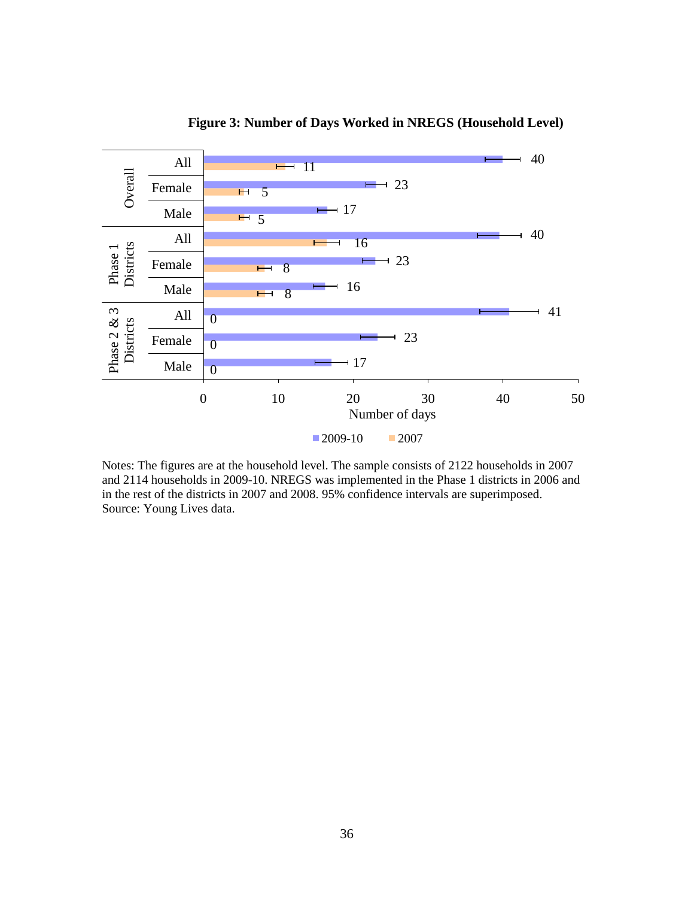**Figure 3: Number of Days Worked in NREGS (Household Level)**

| Group | Category | 2009-10 | 2007 |
|---|---|---|---|
| Overall | All | 40 | 11 |
| | Female | 23 | 5 |
| | Male | 17 | 5 |
| Phase 1 Districts | All | 40 | 16 |
| | Female | 23 | 8 |
| | Male | 16 | 8 |
| Phase 2 & 3 Districts | All | 41 | 0 |
| | Female | 23 | 0 |
| | Male | 17 | 0 |

Number of days

Notes: The figures are at the household level. The sample consists of 2122 households in 2007 and 2114 households in 2009-10. NREGS was implemented in the Phase 1 districts in 2006 and in the rest of the districts in 2007 and 2008. 95% confidence intervals are superimposed. Source: Young Lives data.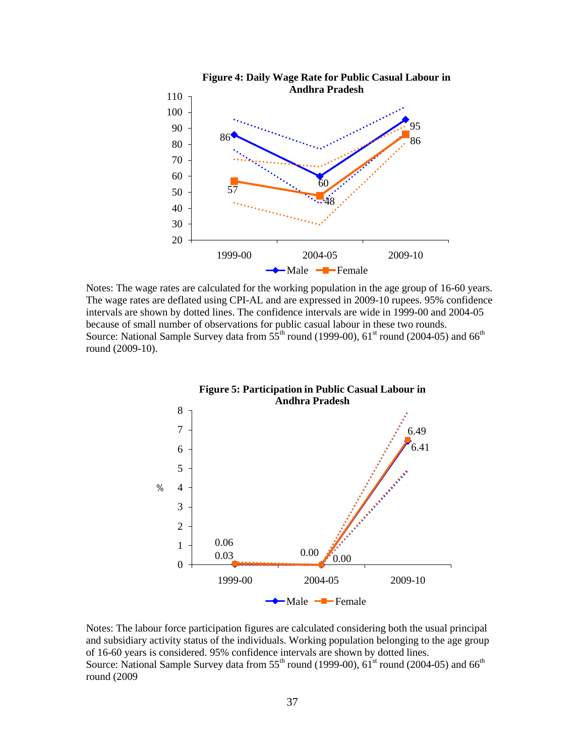**Figure 4: Daily Wage Rate for Public Casual Labour in Andhra Pradesh**

Notes: The wage rates are calculated for the working population in the age group of 16-60 years. The wage rates are deflated using CPI-AL and are expressed in 2009-10 rupees. 95% confidence intervals are shown by dotted lines. The confidence intervals are wide in 1999-00 and 2004-05 because of small number of observations for public casual labour in these two rounds.
Source: National Sample Survey data from 55th round (1999-00), 61st round (2004-05) and 66th round (2009-10).

**Figure 5: Participation in Public Casual Labour in Andhra Pradesh**

Notes: The labour force participation figures are calculated considering both the usual principal and subsidiary activity status of the individuals. Working population belonging to the age group of 16-60 years is considered. 95% confidence intervals are shown by dotted lines.
Source: National Sample Survey data from 55th round (1999-00), 61st round (2004-05) and 66th round (2009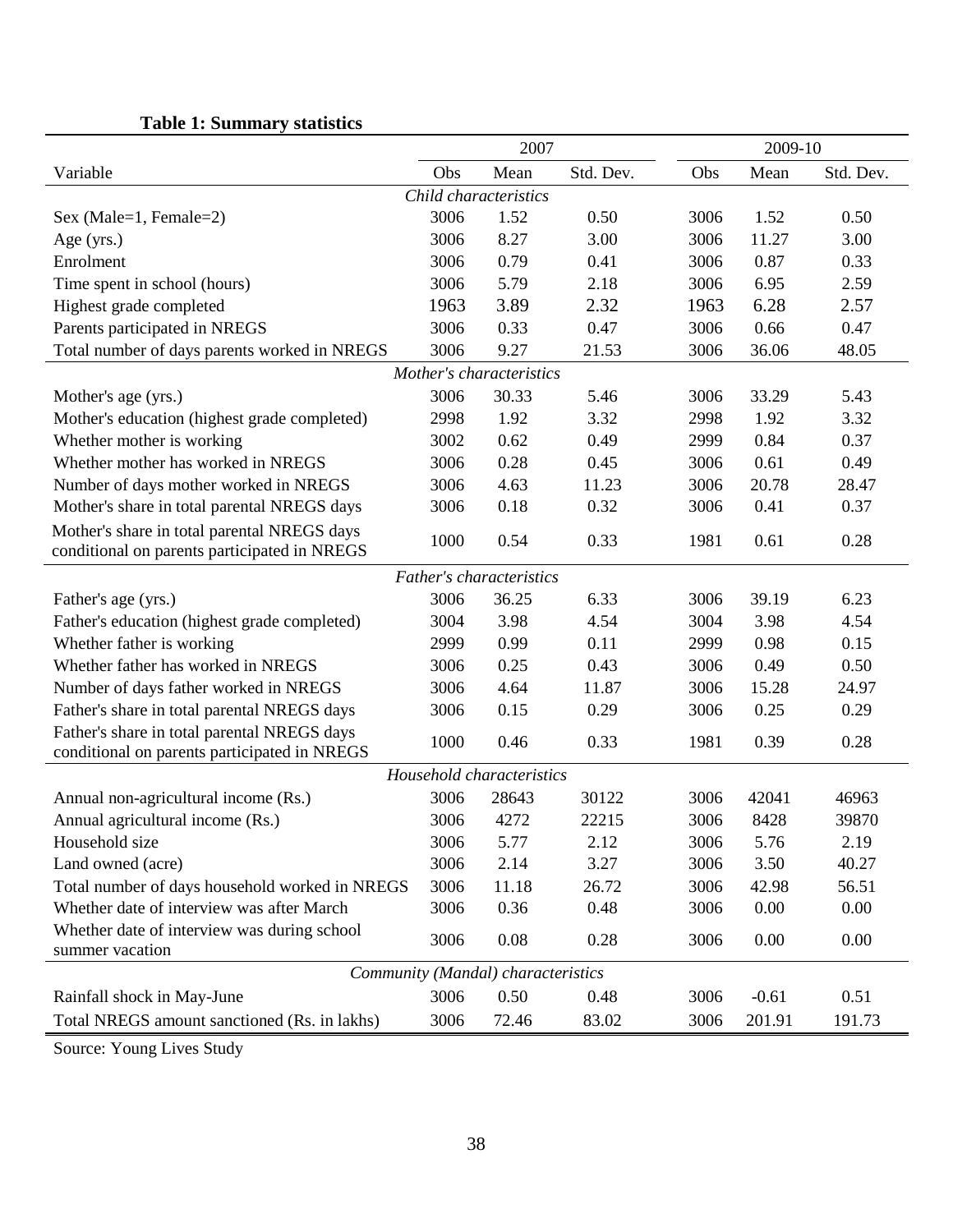**Table 1: Summary statistics**

| Variable | 2007 | | | 2009-10 | | |
|---|---|---|---|---|---|---|
| | Obs | Mean | Std. Dev. | Obs | Mean | Std. Dev. |
| *Child characteristics* | | | | | | |
| Sex (Male=1, Female=2) | 3006 | 1.52 | 0.50 | 3006 | 1.52 | 0.50 |
| Age (yrs.) | 3006 | 8.27 | 3.00 | 3006 | 11.27 | 3.00 |
| Enrolment | 3006 | 0.79 | 0.41 | 3006 | 0.87 | 0.33 |
| Time spent in school (hours) | 3006 | 5.79 | 2.18 | 3006 | 6.95 | 2.59 |
| Highest grade completed | 1963 | 3.89 | 2.32 | 1963 | 6.28 | 2.57 |
| Parents participated in NREGS | 3006 | 0.33 | 0.47 | 3006 | 0.66 | 0.47 |
| Total number of days parents worked in NREGS | 3006 | 9.27 | 21.53 | 3006 | 36.06 | 48.05 |
| *Mother's characteristics* | | | | | | |
| Mother's age (yrs.) | 3006 | 30.33 | 5.46 | 3006 | 33.29 | 5.43 |
| Mother's education (highest grade completed) | 2998 | 1.92 | 3.32 | 2998 | 1.92 | 3.32 |
| Whether mother is working | 3002 | 0.62 | 0.49 | 2999 | 0.84 | 0.37 |
| Whether mother has worked in NREGS | 3006 | 0.28 | 0.45 | 3006 | 0.61 | 0.49 |
| Number of days mother worked in NREGS | 3006 | 4.63 | 11.23 | 3006 | 20.78 | 28.47 |
| Mother's share in total parental NREGS days | 3006 | 0.18 | 0.32 | 3006 | 0.41 | 0.37 |
| Mother's share in total parental NREGS days conditional on parents participated in NREGS | 1000 | 0.54 | 0.33 | 1981 | 0.61 | 0.28 |
| *Father's characteristics* | | | | | | |
| Father's age (yrs.) | 3006 | 36.25 | 6.33 | 3006 | 39.19 | 6.23 |
| Father's education (highest grade completed) | 3004 | 3.98 | 4.54 | 3004 | 3.98 | 4.54 |
| Whether father is working | 2999 | 0.99 | 0.11 | 2999 | 0.98 | 0.15 |
| Whether father has worked in NREGS | 3006 | 0.25 | 0.43 | 3006 | 0.49 | 0.50 |
| Number of days father worked in NREGS | 3006 | 4.64 | 11.87 | 3006 | 15.28 | 24.97 |
| Father's share in total parental NREGS days | 3006 | 0.15 | 0.29 | 3006 | 0.25 | 0.29 |
| Father's share in total parental NREGS days conditional on parents participated in NREGS | 1000 | 0.46 | 0.33 | 1981 | 0.39 | 0.28 |
| *Household characteristics* | | | | | | |
| Annual non-agricultural income (Rs.) | 3006 | 28643 | 30122 | 3006 | 42041 | 46963 |
| Annual agricultural income (Rs.) | 3006 | 4272 | 22215 | 3006 | 8428 | 39870 |
| Household size | 3006 | 5.77 | 2.12 | 3006 | 5.76 | 2.19 |
| Land owned (acre) | 3006 | 2.14 | 3.27 | 3006 | 3.50 | 40.27 |
| Total number of days household worked in NREGS | 3006 | 11.18 | 26.72 | 3006 | 42.98 | 56.51 |
| Whether date of interview was after March | 3006 | 0.36 | 0.48 | 3006 | 0.00 | 0.00 |
| Whether date of interview was during school summer vacation | 3006 | 0.08 | 0.28 | 3006 | 0.00 | 0.00 |
| *Community (Mandal) characteristics* | | | | | | |
| Rainfall shock in May-June | 3006 | 0.50 | 0.48 | 3006 | -0.61 | 0.51 |
| Total NREGS amount sanctioned (Rs. in lakhs) | 3006 | 72.46 | 83.02 | 3006 | 201.91 | 191.73 |

Source: Young Lives Study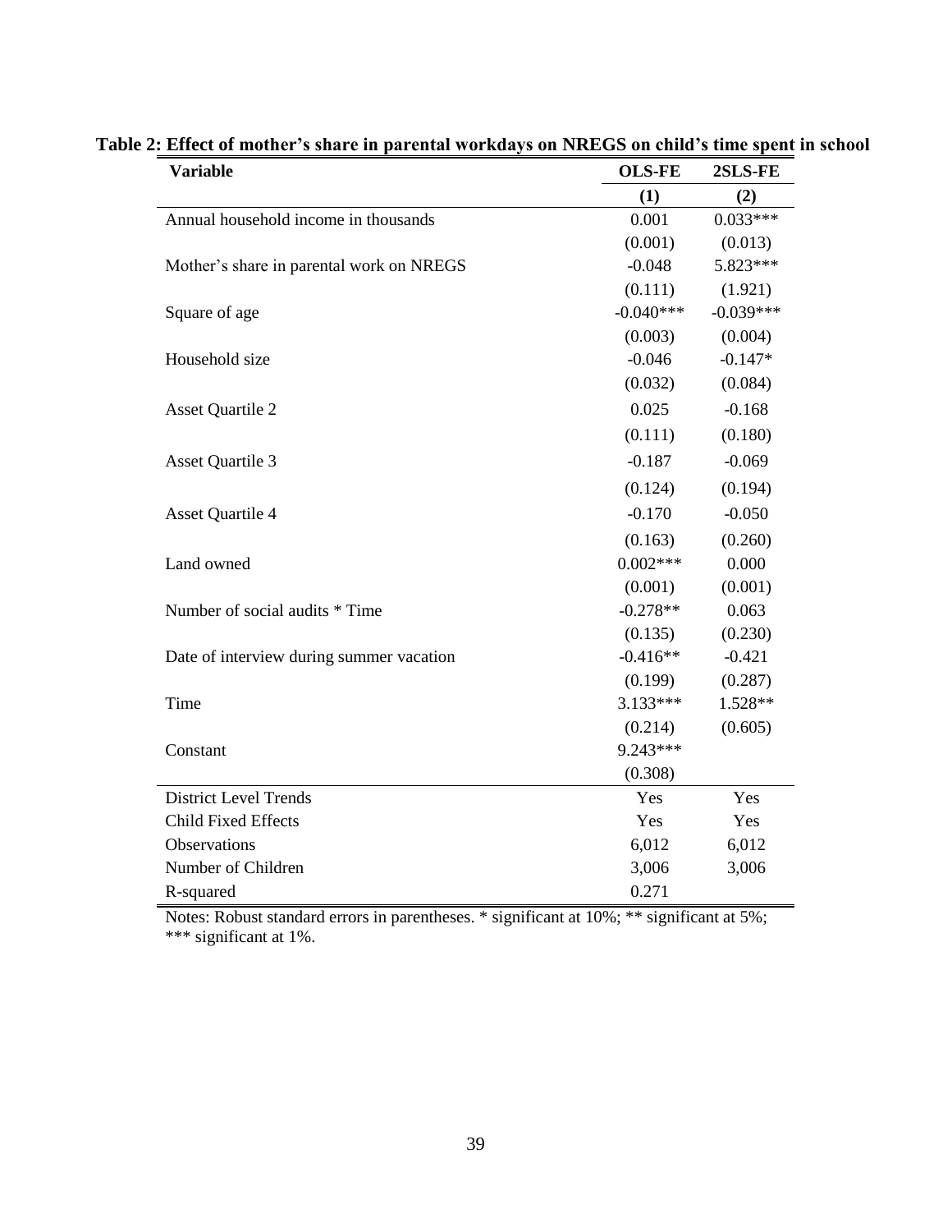**Table 2: Effect of mother's share in parental workdays on NREGS on child's time spent in school**

| Variable | OLS-FE | 2SLS-FE |
|---|---|---|
| | (1) | (2) |
| Annual household income in thousands | 0.001 | 0.033*** |
| | (0.001) | (0.013) |
| Mother's share in parental work on NREGS | -0.048 | 5.823*** |
| | (0.111) | (1.921) |
| Square of age | -0.040*** | -0.039*** |
| | (0.003) | (0.004) |
| Household size | -0.046 | -0.147* |
| | (0.032) | (0.084) |
| Asset Quartile 2 | 0.025 | -0.168 |
| | (0.111) | (0.180) |
| Asset Quartile 3 | -0.187 | -0.069 |
| | (0.124) | (0.194) |
| Asset Quartile 4 | -0.170 | -0.050 |
| | (0.163) | (0.260) |
| Land owned | 0.002*** | 0.000 |
| | (0.001) | (0.001) |
| Number of social audits * Time | -0.278** | 0.063 |
| | (0.135) | (0.230) |
| Date of interview during summer vacation | -0.416** | -0.421 |
| | (0.199) | (0.287) |
| Time | 3.133*** | 1.528** |
| | (0.214) | (0.605) |
| Constant | 9.243*** | |
| | (0.308) | |
| District Level Trends | Yes | Yes |
| Child Fixed Effects | Yes | Yes |
| Observations | 6,012 | 6,012 |
| Number of Children | 3,006 | 3,006 |
| R-squared | 0.271 | |

Notes: Robust standard errors in parentheses. * significant at 10%; ** significant at 5%; *** significant at 1%.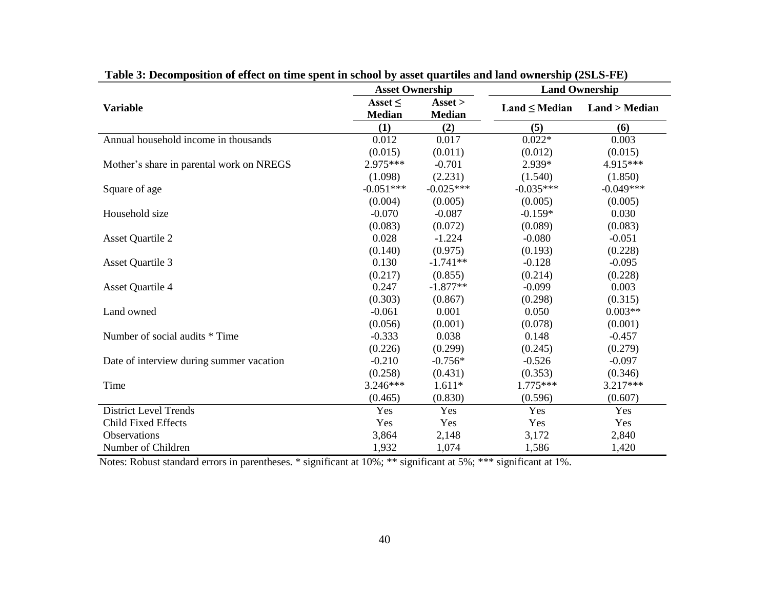**Table 3: Decomposition of effect on time spent in school by asset quartiles and land ownership (2SLS-FE)**

| Variable | Asset Ownership | | Land Ownership | |
|---|---|---|---|---|
| | Asset ≤ Median | Asset > Median | Land ≤ Median | Land > Median |
| | (1) | (2) | (5) | (6) |
| Annual household income in thousands | 0.012 | 0.017 | 0.022* | 0.003 |
| | (0.015) | (0.011) | (0.012) | (0.015) |
| Mother's share in parental work on NREGS | 2.975*** | -0.701 | 2.939* | 4.915*** |
| | (1.098) | (2.231) | (1.540) | (1.850) |
| Square of age | -0.051*** | -0.025*** | -0.035*** | -0.049*** |
| | (0.004) | (0.005) | (0.005) | (0.005) |
| Household size | -0.070 | -0.087 | -0.159* | 0.030 |
| | (0.083) | (0.072) | (0.089) | (0.083) |
| Asset Quartile 2 | 0.028 | -1.224 | -0.080 | -0.051 |
| | (0.140) | (0.975) | (0.193) | (0.228) |
| Asset Quartile 3 | 0.130 | -1.741** | -0.128 | -0.095 |
| | (0.217) | (0.855) | (0.214) | (0.228) |
| Asset Quartile 4 | 0.247 | -1.877** | -0.099 | 0.003 |
| | (0.303) | (0.867) | (0.298) | (0.315) |
| Land owned | -0.061 | 0.001 | 0.050 | 0.003** |
| | (0.056) | (0.001) | (0.078) | (0.001) |
| Number of social audits * Time | -0.333 | 0.038 | 0.148 | -0.457 |
| | (0.226) | (0.299) | (0.245) | (0.279) |
| Date of interview during summer vacation | -0.210 | -0.756* | -0.526 | -0.097 |
| | (0.258) | (0.431) | (0.353) | (0.346) |
| Time | 3.246*** | 1.611* | 1.775*** | 3.217*** |
| | (0.465) | (0.830) | (0.596) | (0.607) |
| District Level Trends | Yes | Yes | Yes | Yes |
| Child Fixed Effects | Yes | Yes | Yes | Yes |
| Observations | 3,864 | 2,148 | 3,172 | 2,840 |
| Number of Children | 1,932 | 1,074 | 1,586 | 1,420 |

Notes: Robust standard errors in parentheses. * significant at 10%; ** significant at 5%; *** significant at 1%.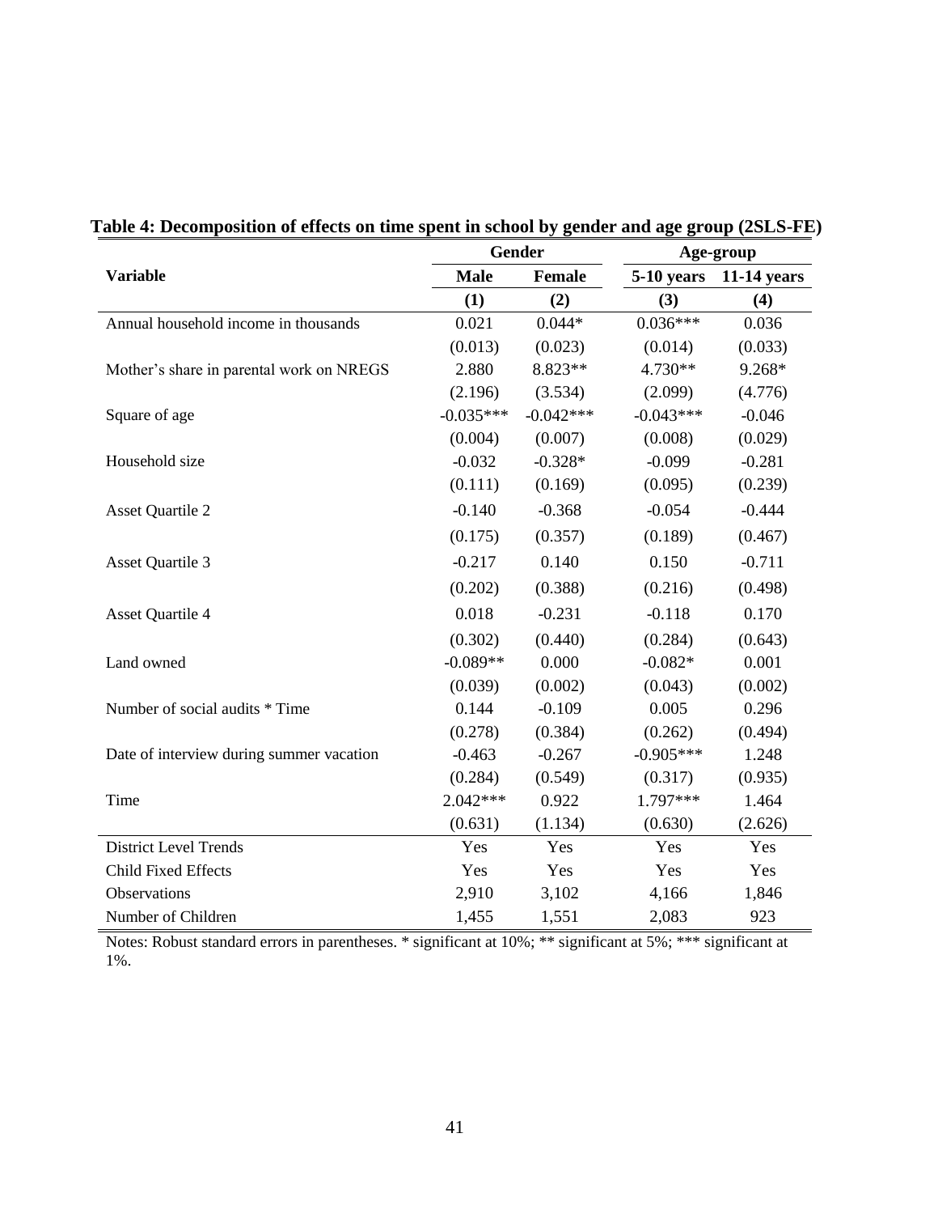**Table 4: Decomposition of effects on time spent in school by gender and age group (2SLS-FE)**

| Variable | Gender | | Age-group | |
|---|---|---|---|---|
| | Male | Female | 5-10 years | 11-14 years |
| | (1) | (2) | (3) | (4) |
| Annual household income in thousands | 0.021 | 0.044* | 0.036*** | 0.036 |
| | (0.013) | (0.023) | (0.014) | (0.033) |
| Mother's share in parental work on NREGS | 2.880 | 8.823** | 4.730** | 9.268* |
| | (2.196) | (3.534) | (2.099) | (4.776) |
| Square of age | -0.035*** | -0.042*** | -0.043*** | -0.046 |
| | (0.004) | (0.007) | (0.008) | (0.029) |
| Household size | -0.032 | -0.328* | -0.099 | -0.281 |
| | (0.111) | (0.169) | (0.095) | (0.239) |
| Asset Quartile 2 | -0.140 | -0.368 | -0.054 | -0.444 |
| | (0.175) | (0.357) | (0.189) | (0.467) |
| Asset Quartile 3 | -0.217 | 0.140 | 0.150 | -0.711 |
| | (0.202) | (0.388) | (0.216) | (0.498) |
| Asset Quartile 4 | 0.018 | -0.231 | -0.118 | 0.170 |
| | (0.302) | (0.440) | (0.284) | (0.643) |
| Land owned | -0.089** | 0.000 | -0.082* | 0.001 |
| | (0.039) | (0.002) | (0.043) | (0.002) |
| Number of social audits * Time | 0.144 | -0.109 | 0.005 | 0.296 |
| | (0.278) | (0.384) | (0.262) | (0.494) |
| Date of interview during summer vacation | -0.463 | -0.267 | -0.905*** | 1.248 |
| | (0.284) | (0.549) | (0.317) | (0.935) |
| Time | 2.042*** | 0.922 | 1.797*** | 1.464 |
| | (0.631) | (1.134) | (0.630) | (2.626) |
| District Level Trends | Yes | Yes | Yes | Yes |
| Child Fixed Effects | Yes | Yes | Yes | Yes |
| Observations | 2,910 | 3,102 | 4,166 | 1,846 |
| Number of Children | 1,455 | 1,551 | 2,083 | 923 |

Notes: Robust standard errors in parentheses. * significant at 10%; ** significant at 5%; *** significant at 1%.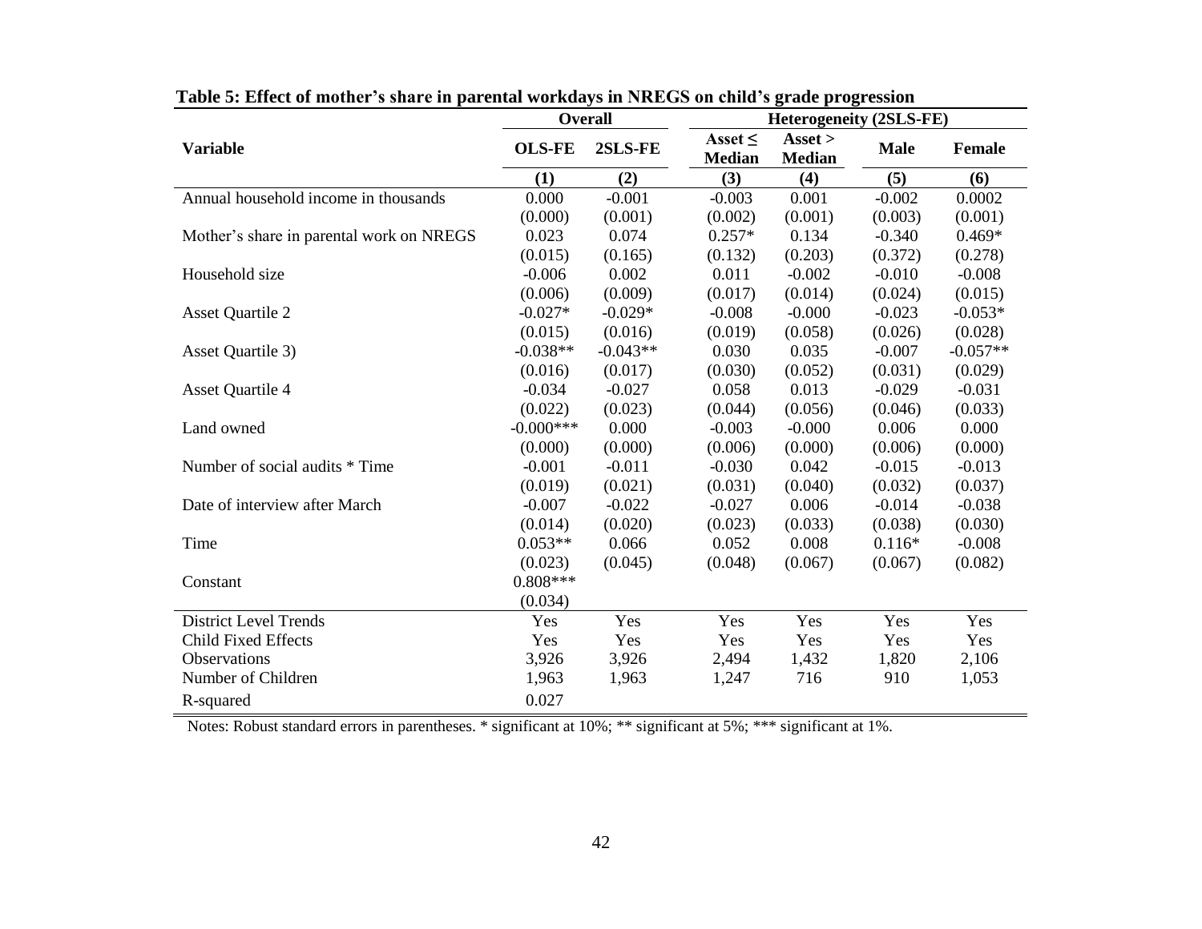**Table 5: Effect of mother's share in parental workdays in NREGS on child's grade progression**

| Variable | Overall | | Heterogeneity (2SLS-FE) | | | |
|---|---|---|---|---|---|---|
| | OLS-FE | 2SLS-FE | Asset ≤ Median | Asset > Median | Male | Female |
| | (1) | (2) | (3) | (4) | (5) | (6) |
| Annual household income in thousands | 0.000 | -0.001 | -0.003 | 0.001 | -0.002 | 0.0002 |
| | (0.000) | (0.001) | (0.002) | (0.001) | (0.003) | (0.001) |
| Mother's share in parental work on NREGS | 0.023 | 0.074 | 0.257* | 0.134 | -0.340 | 0.469* |
| | (0.015) | (0.165) | (0.132) | (0.203) | (0.372) | (0.278) |
| Household size | -0.006 | 0.002 | 0.011 | -0.002 | -0.010 | -0.008 |
| | (0.006) | (0.009) | (0.017) | (0.014) | (0.024) | (0.015) |
| Asset Quartile 2 | -0.027* | -0.029* | -0.008 | -0.000 | -0.023 | -0.053* |
| | (0.015) | (0.016) | (0.019) | (0.058) | (0.026) | (0.028) |
| Asset Quartile 3) | -0.038** | -0.043** | 0.030 | 0.035 | -0.007 | -0.057** |
| | (0.016) | (0.017) | (0.030) | (0.052) | (0.031) | (0.029) |
| Asset Quartile 4 | -0.034 | -0.027 | 0.058 | 0.013 | -0.029 | -0.031 |
| | (0.022) | (0.023) | (0.044) | (0.056) | (0.046) | (0.033) |
| Land owned | -0.000*** | 0.000 | -0.003 | -0.000 | 0.006 | 0.000 |
| | (0.000) | (0.000) | (0.006) | (0.000) | (0.006) | (0.000) |
| Number of social audits * Time | -0.001 | -0.011 | -0.030 | 0.042 | -0.015 | -0.013 |
| | (0.019) | (0.021) | (0.031) | (0.040) | (0.032) | (0.037) |
| Date of interview after March | -0.007 | -0.022 | -0.027 | 0.006 | -0.014 | -0.038 |
| | (0.014) | (0.020) | (0.023) | (0.033) | (0.038) | (0.030) |
| Time | 0.053** | 0.066 | 0.052 | 0.008 | 0.116* | -0.008 |
| | (0.023) | (0.045) | (0.048) | (0.067) | (0.067) | (0.082) |
| Constant | 0.808*** | | | | | |
| | (0.034) | | | | | |
| District Level Trends | Yes | Yes | Yes | Yes | Yes | Yes |
| Child Fixed Effects | Yes | Yes | Yes | Yes | Yes | Yes |
| Observations | 3,926 | 3,926 | 2,494 | 1,432 | 1,820 | 2,106 |
| Number of Children | 1,963 | 1,963 | 1,247 | 716 | 910 | 1,053 |
| R-squared | 0.027 | | | | | |

Notes: Robust standard errors in parentheses. * significant at 10%; ** significant at 5%; *** significant at 1%.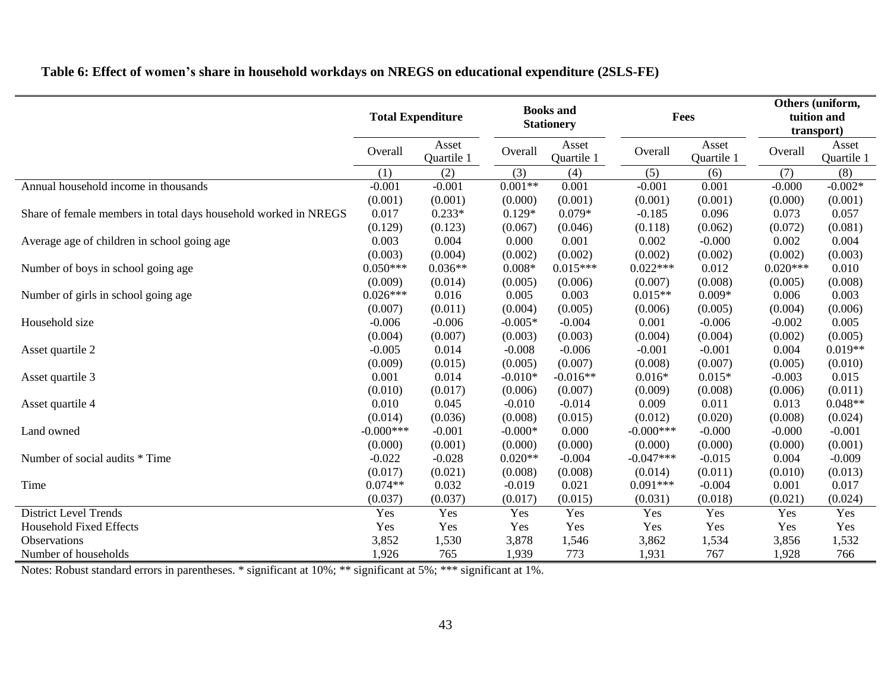**Table 6: Effect of women's share in household workdays on NREGS on educational expenditure (2SLS-FE)**

| | Total Expenditure | | Books and Stationery | | Fees | | Others (uniform, tuition and transport) | |
|---|---|---|---|---|---|---|---|---|
| | Overall | Asset Quartile 1 | Overall | Asset Quartile 1 | Overall | Asset Quartile 1 | Overall | Asset Quartile 1 |
| | (1) | (2) | (3) | (4) | (5) | (6) | (7) | (8) |
| Annual household income in thousands | -0.001 | -0.001 | 0.001** | 0.001 | -0.001 | 0.001 | -0.000 | -0.002* |
| | (0.001) | (0.001) | (0.000) | (0.001) | (0.001) | (0.001) | (0.000) | (0.001) |
| Share of female members in total days household worked in NREGS | 0.017 | 0.233* | 0.129* | 0.079* | -0.185 | 0.096 | 0.073 | 0.057 |
| | (0.129) | (0.123) | (0.067) | (0.046) | (0.118) | (0.062) | (0.072) | (0.081) |
| Average age of children in school going age | 0.003 | 0.004 | 0.000 | 0.001 | 0.002 | -0.000 | 0.002 | 0.004 |
| | (0.003) | (0.004) | (0.002) | (0.002) | (0.002) | (0.002) | (0.002) | (0.003) |
| Number of boys in school going age | 0.050*** | 0.036** | 0.008* | 0.015*** | 0.022*** | 0.012 | 0.020*** | 0.010 |
| | (0.009) | (0.014) | (0.005) | (0.006) | (0.007) | (0.008) | (0.005) | (0.008) |
| Number of girls in school going age | 0.026*** | 0.016 | 0.005 | 0.003 | 0.015** | 0.009* | 0.006 | 0.003 |
| | (0.007) | (0.011) | (0.004) | (0.005) | (0.006) | (0.005) | (0.004) | (0.006) |
| Household size | -0.006 | -0.006 | -0.005* | -0.004 | 0.001 | -0.006 | -0.002 | 0.005 |
| | (0.004) | (0.007) | (0.003) | (0.003) | (0.004) | (0.004) | (0.002) | (0.005) |
| Asset quartile 2 | -0.005 | 0.014 | -0.008 | -0.006 | -0.001 | -0.001 | 0.004 | 0.019** |
| | (0.009) | (0.015) | (0.005) | (0.007) | (0.008) | (0.007) | (0.005) | (0.010) |
| Asset quartile 3 | 0.001 | 0.014 | -0.010* | -0.016** | 0.016* | 0.015* | -0.003 | 0.015 |
| | (0.010) | (0.017) | (0.006) | (0.007) | (0.009) | (0.008) | (0.006) | (0.011) |
| Asset quartile 4 | 0.010 | 0.045 | -0.010 | -0.014 | 0.009 | 0.011 | 0.013 | 0.048** |
| | (0.014) | (0.036) | (0.008) | (0.015) | (0.012) | (0.020) | (0.008) | (0.024) |
| Land owned | -0.000*** | -0.001 | -0.000* | 0.000 | -0.000*** | -0.000 | -0.000 | -0.001 |
| | (0.000) | (0.001) | (0.000) | (0.000) | (0.000) | (0.000) | (0.000) | (0.001) |
| Number of social audits * Time | -0.022 | -0.028 | 0.020** | -0.004 | -0.047*** | -0.015 | 0.004 | -0.009 |
| | (0.017) | (0.021) | (0.008) | (0.008) | (0.014) | (0.011) | (0.010) | (0.013) |
| Time | 0.074** | 0.032 | -0.019 | 0.021 | 0.091*** | -0.004 | 0.001 | 0.017 |
| | (0.037) | (0.037) | (0.017) | (0.015) | (0.031) | (0.018) | (0.021) | (0.024) |
| District Level Trends | Yes | Yes | Yes | Yes | Yes | Yes | Yes | Yes |
| Household Fixed Effects | Yes | Yes | Yes | Yes | Yes | Yes | Yes | Yes |
| Observations | 3,852 | 1,530 | 3,878 | 1,546 | 3,862 | 1,534 | 3,856 | 1,532 |
| Number of households | 1,926 | 765 | 1,939 | 773 | 1,931 | 767 | 1,928 | 766 |

Notes: Robust standard errors in parentheses. * significant at 10%; ** significant at 5%; *** significant at 1%.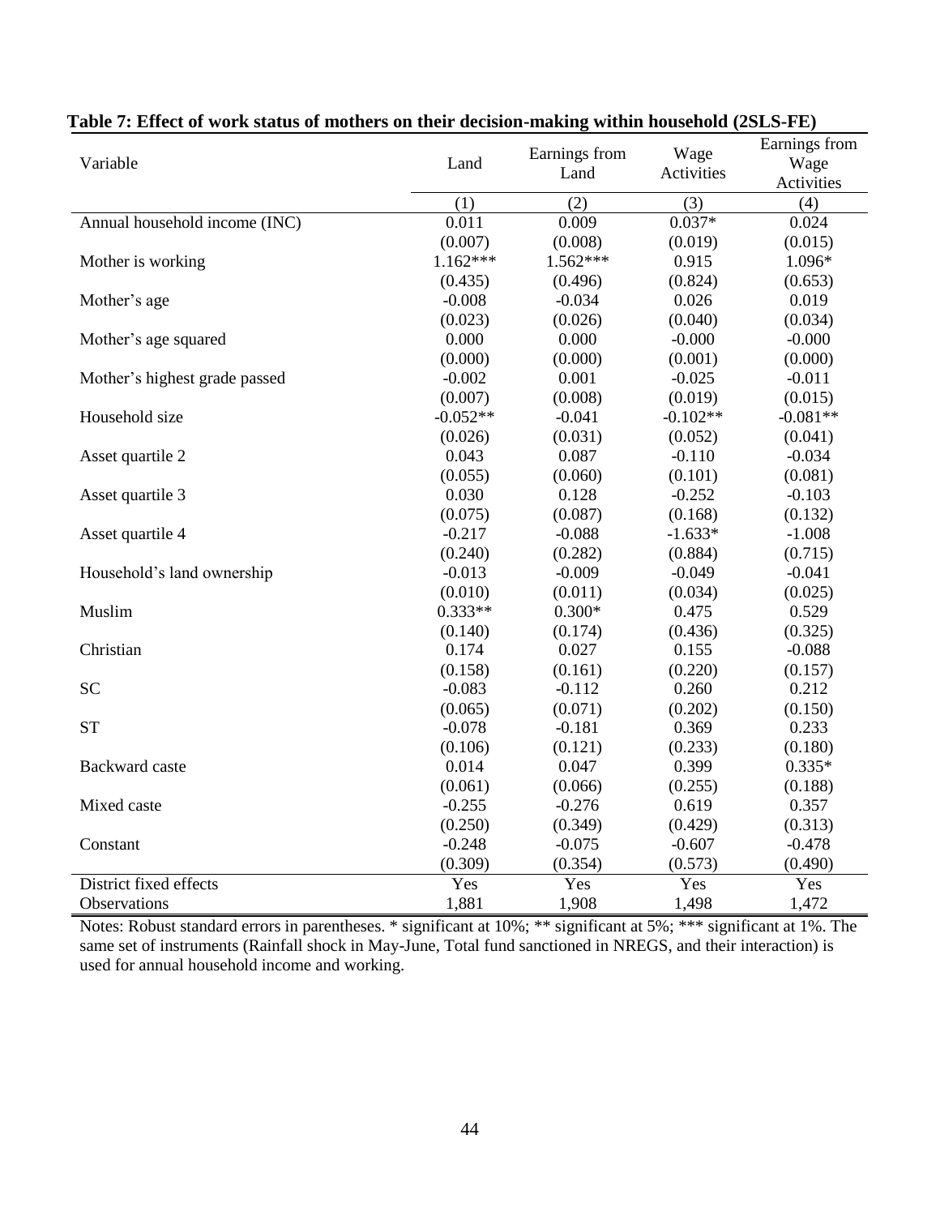**Table 7: Effect of work status of mothers on their decision-making within household (2SLS-FE)**

| Variable | Land | Earnings from Land | Wage Activities | Earnings from Wage Activities |
|---|---|---|---|---|
| | (1) | (2) | (3) | (4) |
| Annual household income (INC) | 0.011 | 0.009 | 0.037* | 0.024 |
| | (0.007) | (0.008) | (0.019) | (0.015) |
| Mother is working | 1.162*** | 1.562*** | 0.915 | 1.096* |
| | (0.435) | (0.496) | (0.824) | (0.653) |
| Mother's age | -0.008 | -0.034 | 0.026 | 0.019 |
| | (0.023) | (0.026) | (0.040) | (0.034) |
| Mother's age squared | 0.000 | 0.000 | -0.000 | -0.000 |
| | (0.000) | (0.000) | (0.001) | (0.000) |
| Mother's highest grade passed | -0.002 | 0.001 | -0.025 | -0.011 |
| | (0.007) | (0.008) | (0.019) | (0.015) |
| Household size | -0.052** | -0.041 | -0.102** | -0.081** |
| | (0.026) | (0.031) | (0.052) | (0.041) |
| Asset quartile 2 | 0.043 | 0.087 | -0.110 | -0.034 |
| | (0.055) | (0.060) | (0.101) | (0.081) |
| Asset quartile 3 | 0.030 | 0.128 | -0.252 | -0.103 |
| | (0.075) | (0.087) | (0.168) | (0.132) |
| Asset quartile 4 | -0.217 | -0.088 | -1.633* | -1.008 |
| | (0.240) | (0.282) | (0.884) | (0.715) |
| Household's land ownership | -0.013 | -0.009 | -0.049 | -0.041 |
| | (0.010) | (0.011) | (0.034) | (0.025) |
| Muslim | 0.333** | 0.300* | 0.475 | 0.529 |
| | (0.140) | (0.174) | (0.436) | (0.325) |
| Christian | 0.174 | 0.027 | 0.155 | -0.088 |
| | (0.158) | (0.161) | (0.220) | (0.157) |
| SC | -0.083 | -0.112 | 0.260 | 0.212 |
| | (0.065) | (0.071) | (0.202) | (0.150) |
| ST | -0.078 | -0.181 | 0.369 | 0.233 |
| | (0.106) | (0.121) | (0.233) | (0.180) |
| Backward caste | 0.014 | 0.047 | 0.399 | 0.335* |
| | (0.061) | (0.066) | (0.255) | (0.188) |
| Mixed caste | -0.255 | -0.276 | 0.619 | 0.357 |
| | (0.250) | (0.349) | (0.429) | (0.313) |
| Constant | -0.248 | -0.075 | -0.607 | -0.478 |
| | (0.309) | (0.354) | (0.573) | (0.490) |
| District fixed effects | Yes | Yes | Yes | Yes |
| Observations | 1,881 | 1,908 | 1,498 | 1,472 |

Notes: Robust standard errors in parentheses. * significant at 10%; ** significant at 5%; *** significant at 1%. The same set of instruments (Rainfall shock in May-June, Total fund sanctioned in NREGS, and their interaction) is used for annual household income and working.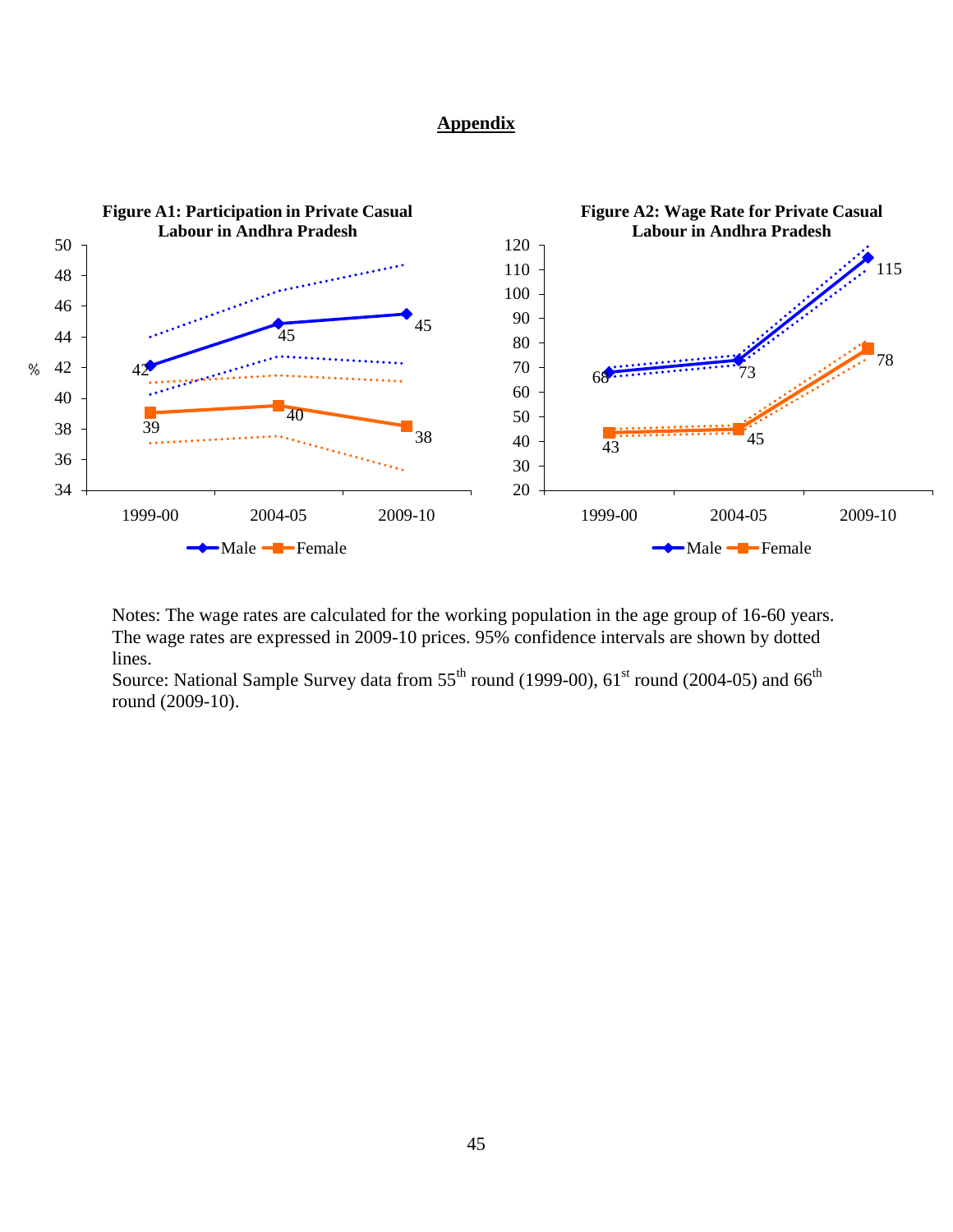## Appendix

**Figure A1: Participation in Private Casual Labour in Andhra Pradesh**

| | 1999-00 | 2004-05 | 2009-10 |
|---|---|---|---|
| Male (%) | 42 | 45 | 45 |
| Female (%) | 39 | 40 | 38 |

**Figure A2: Wage Rate for Private Casual Labour in Andhra Pradesh**

| | 1999-00 | 2004-05 | 2009-10 |
|---|---|---|---|
| Male | 68 | 73 | 115 |
| Female | 43 | 45 | 78 |

Notes: The wage rates are calculated for the working population in the age group of 16-60 years. The wage rates are expressed in 2009-10 prices. 95% confidence intervals are shown by dotted lines.

Source: National Sample Survey data from 55th round (1999-00), 61st round (2004-05) and 66th round (2009-10).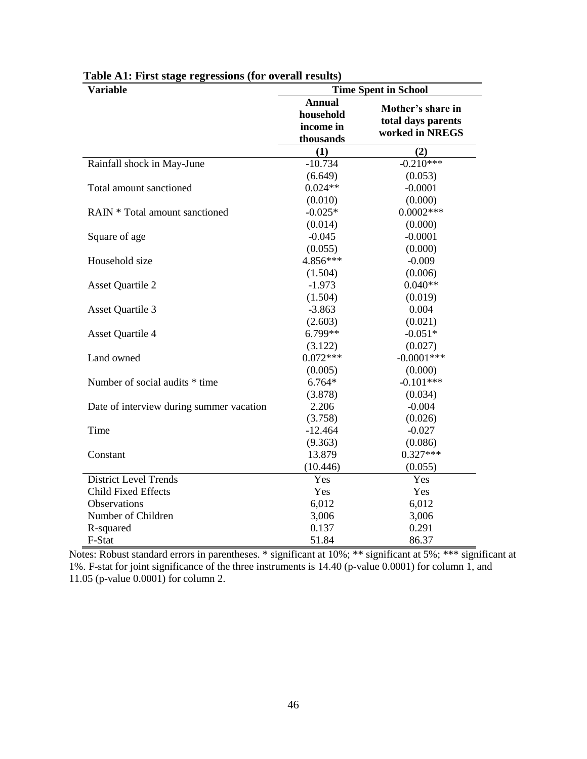**Table A1: First stage regressions (for overall results)**

| Variable | Time Spent in School | |
|---|---|---|
| | **Annual household income in thousands** | **Mother's share in total days parents worked in NREGS** |
| | **(1)** | **(2)** |
| Rainfall shock in May-June | -10.734 | -0.210*** |
| | (6.649) | (0.053) |
| Total amount sanctioned | 0.024** | -0.0001 |
| | (0.010) | (0.000) |
| RAIN * Total amount sanctioned | -0.025* | 0.0002*** |
| | (0.014) | (0.000) |
| Square of age | -0.045 | -0.0001 |
| | (0.055) | (0.000) |
| Household size | 4.856*** | -0.009 |
| | (1.504) | (0.006) |
| Asset Quartile 2 | -1.973 | 0.040** |
| | (1.504) | (0.019) |
| Asset Quartile 3 | -3.863 | 0.004 |
| | (2.603) | (0.021) |
| Asset Quartile 4 | 6.799** | -0.051* |
| | (3.122) | (0.027) |
| Land owned | 0.072*** | -0.0001*** |
| | (0.005) | (0.000) |
| Number of social audits * time | 6.764* | -0.101*** |
| | (3.878) | (0.034) |
| Date of interview during summer vacation | 2.206 | -0.004 |
| | (3.758) | (0.026) |
| Time | -12.464 | -0.027 |
| | (9.363) | (0.086) |
| Constant | 13.879 | 0.327*** |
| | (10.446) | (0.055) |
| District Level Trends | Yes | Yes |
| Child Fixed Effects | Yes | Yes |
| Observations | 6,012 | 6,012 |
| Number of Children | 3,006 | 3,006 |
| R-squared | 0.137 | 0.291 |
| F-Stat | 51.84 | 86.37 |

Notes: Robust standard errors in parentheses. * significant at 10%; ** significant at 5%; *** significant at 1%. F-stat for joint significance of the three instruments is 14.40 (p-value 0.0001) for column 1, and 11.05 (p-value 0.0001) for column 2.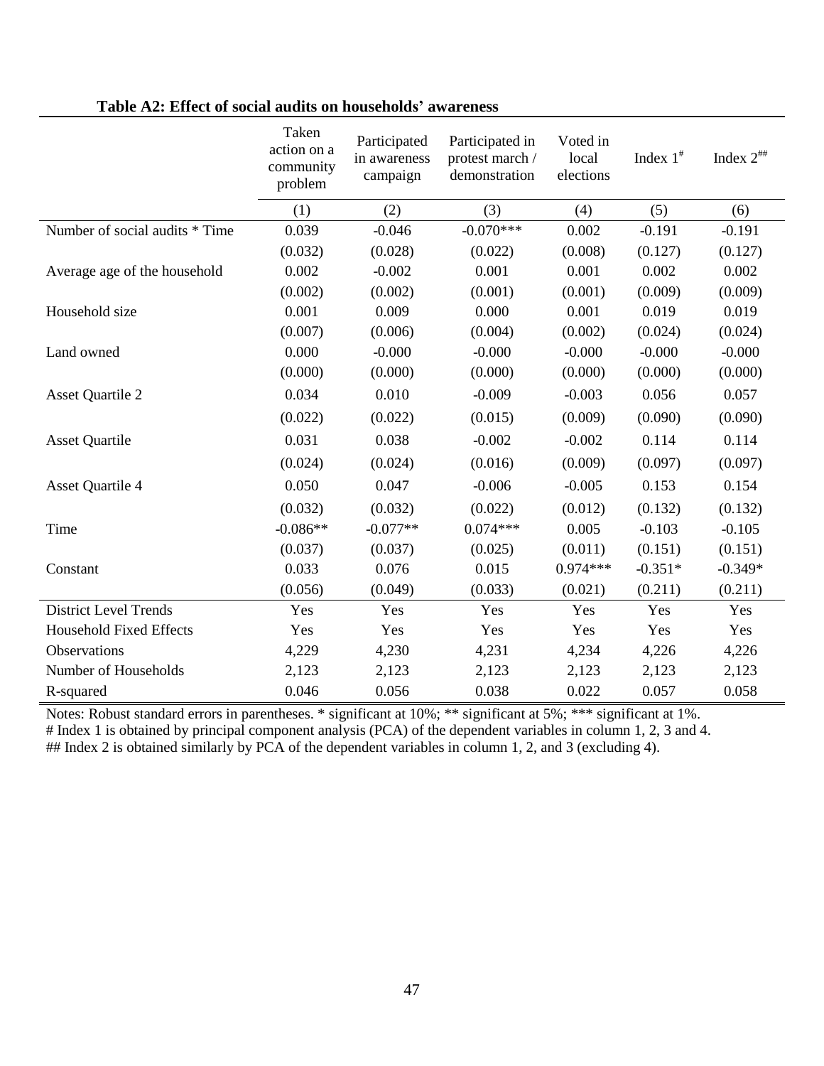**Table A2: Effect of social audits on households' awareness**

| | Taken action on a community problem | Participated in awareness campaign | Participated in protest march / demonstration | Voted in local elections | Index 1[#] | Index 2[##] |
|---|---|---|---|---|---|---|
| | (1) | (2) | (3) | (4) | (5) | (6) |
| Number of social audits * Time | 0.039 | -0.046 | -0.070*** | 0.002 | -0.191 | -0.191 |
| | (0.032) | (0.028) | (0.022) | (0.008) | (0.127) | (0.127) |
| Average age of the household | 0.002 | -0.002 | 0.001 | 0.001 | 0.002 | 0.002 |
| | (0.002) | (0.002) | (0.001) | (0.001) | (0.009) | (0.009) |
| Household size | 0.001 | 0.009 | 0.000 | 0.001 | 0.019 | 0.019 |
| | (0.007) | (0.006) | (0.004) | (0.002) | (0.024) | (0.024) |
| Land owned | 0.000 | -0.000 | -0.000 | -0.000 | -0.000 | -0.000 |
| | (0.000) | (0.000) | (0.000) | (0.000) | (0.000) | (0.000) |
| Asset Quartile 2 | 0.034 | 0.010 | -0.009 | -0.003 | 0.056 | 0.057 |
| | (0.022) | (0.022) | (0.015) | (0.009) | (0.090) | (0.090) |
| Asset Quartile | 0.031 | 0.038 | -0.002 | -0.002 | 0.114 | 0.114 |
| | (0.024) | (0.024) | (0.016) | (0.009) | (0.097) | (0.097) |
| Asset Quartile 4 | 0.050 | 0.047 | -0.006 | -0.005 | 0.153 | 0.154 |
| | (0.032) | (0.032) | (0.022) | (0.012) | (0.132) | (0.132) |
| Time | -0.086** | -0.077** | 0.074*** | 0.005 | -0.103 | -0.105 |
| | (0.037) | (0.037) | (0.025) | (0.011) | (0.151) | (0.151) |
| Constant | 0.033 | 0.076 | 0.015 | 0.974*** | -0.351* | -0.349* |
| | (0.056) | (0.049) | (0.033) | (0.021) | (0.211) | (0.211) |
| District Level Trends | Yes | Yes | Yes | Yes | Yes | Yes |
| Household Fixed Effects | Yes | Yes | Yes | Yes | Yes | Yes |
| Observations | 4,229 | 4,230 | 4,231 | 4,234 | 4,226 | 4,226 |
| Number of Households | 2,123 | 2,123 | 2,123 | 2,123 | 2,123 | 2,123 |
| R-squared | 0.046 | 0.056 | 0.038 | 0.022 | 0.057 | 0.058 |

Notes: Robust standard errors in parentheses. * significant at 10%; ** significant at 5%; *** significant at 1%.
# Index 1 is obtained by principal component analysis (PCA) of the dependent variables in column 1, 2, 3 and 4.
## Index 2 is obtained similarly by PCA of the dependent variables in column 1, 2, and 3 (excluding 4).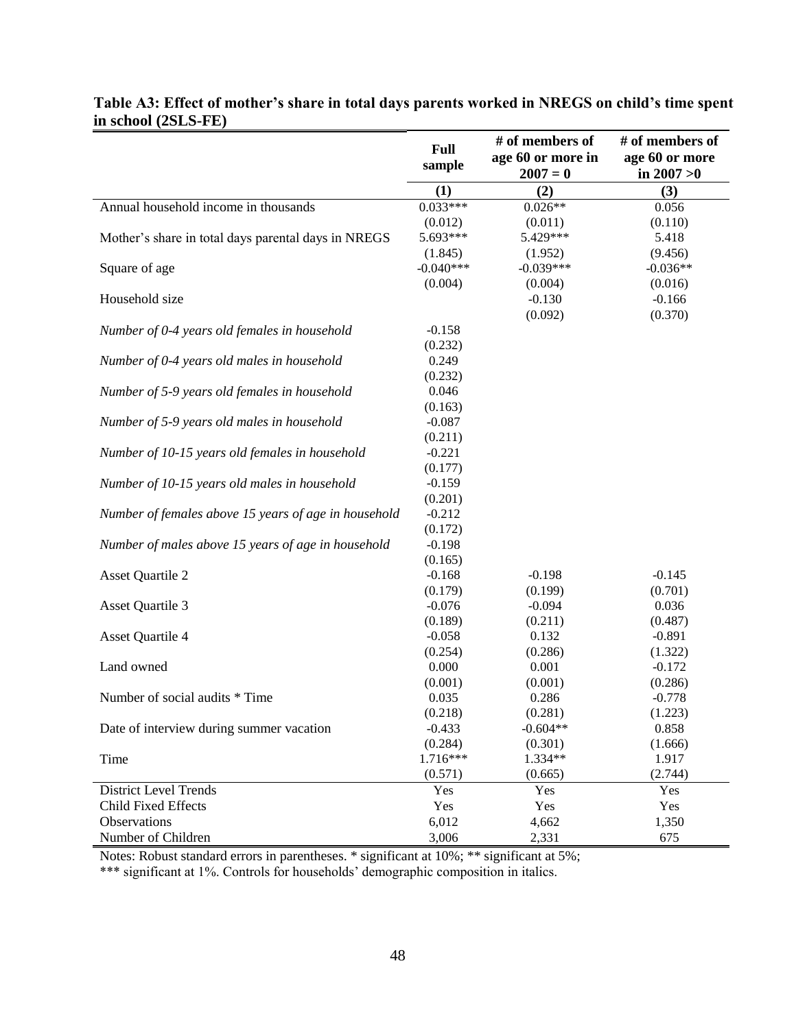**Table A3: Effect of mother's share in total days parents worked in NREGS on child's time spent in school (2SLS-FE)**

| | Full sample | # of members of age 60 or more in 2007 = 0 | # of members of age 60 or more in 2007 >0 |
|---|---|---|---|
| | (1) | (2) | (3) |
| Annual household income in thousands | 0.033*** | 0.026** | 0.056 |
| | (0.012) | (0.011) | (0.110) |
| Mother's share in total days parental days in NREGS | 5.693*** | 5.429*** | 5.418 |
| | (1.845) | (1.952) | (9.456) |
| Square of age | -0.040*** | -0.039*** | -0.036** |
| | (0.004) | (0.004) | (0.016) |
| Household size | | -0.130 | -0.166 |
| | | (0.092) | (0.370) |
| *Number of 0-4 years old females in household* | -0.158 | | |
| | (0.232) | | |
| *Number of 0-4 years old males in household* | 0.249 | | |
| | (0.232) | | |
| *Number of 5-9 years old females in household* | 0.046 | | |
| | (0.163) | | |
| *Number of 5-9 years old males in household* | -0.087 | | |
| | (0.211) | | |
| *Number of 10-15 years old females in household* | -0.221 | | |
| | (0.177) | | |
| *Number of 10-15 years old males in household* | -0.159 | | |
| | (0.201) | | |
| *Number of females above 15 years of age in household* | -0.212 | | |
| | (0.172) | | |
| *Number of males above 15 years of age in household* | -0.198 | | |
| | (0.165) | | |
| Asset Quartile 2 | -0.168 | -0.198 | -0.145 |
| | (0.179) | (0.199) | (0.701) |
| Asset Quartile 3 | -0.076 | -0.094 | 0.036 |
| | (0.189) | (0.211) | (0.487) |
| Asset Quartile 4 | -0.058 | 0.132 | -0.891 |
| | (0.254) | (0.286) | (1.322) |
| Land owned | 0.000 | 0.001 | -0.172 |
| | (0.001) | (0.001) | (0.286) |
| Number of social audits * Time | 0.035 | 0.286 | -0.778 |
| | (0.218) | (0.281) | (1.223) |
| Date of interview during summer vacation | -0.433 | -0.604** | 0.858 |
| | (0.284) | (0.301) | (1.666) |
| Time | 1.716*** | 1.334** | 1.917 |
| | (0.571) | (0.665) | (2.744) |
| District Level Trends | Yes | Yes | Yes |
| Child Fixed Effects | Yes | Yes | Yes |
| Observations | 6,012 | 4,662 | 1,350 |
| Number of Children | 3,006 | 2,331 | 675 |

Notes: Robust standard errors in parentheses. * significant at 10%; ** significant at 5%; *** significant at 1%. Controls for households' demographic composition in italics.